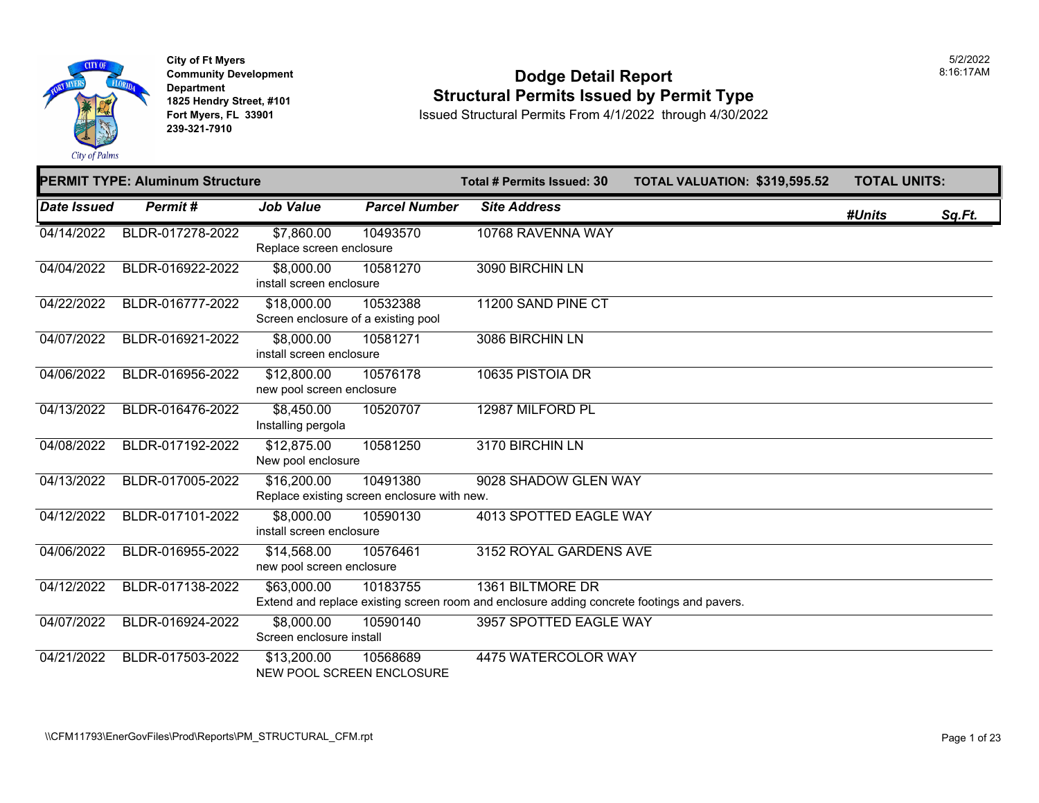City of Ft Myers
Community Development Department
1825 Hendry Street, #101
Fort Myers, FL 33901
239-321-7910

5/2/2022
8:16:17AM

# Dodge Detail Report

## Structural Permits Issued by Permit Type

Issued Structural Permits From 4/1/2022 through 4/30/2022

**PERMIT TYPE: Aluminum Structure** | **Total # Permits Issued: 30** | **TOTAL VALUATION: $319,595.52** | **TOTAL UNITS:**

| Date Issued | Permit # | Job Value | Parcel Number | Site Address | #Units | Sq.Ft. |
|---|---|---|---|---|---|---|
| 04/14/2022 | BLDR-017278-2022 | $7,860.00 | 10493570 | 10768 RAVENNA WAY | | |
| | | Replace screen enclosure | | | | |
| 04/04/2022 | BLDR-016922-2022 | $8,000.00 | 10581270 | 3090 BIRCHIN LN | | |
| | | install screen enclosure | | | | |
| 04/22/2022 | BLDR-016777-2022 | $18,000.00 | 10532388 | 11200 SAND PINE CT | | |
| | | Screen enclosure of a existing pool | | | | |
| 04/07/2022 | BLDR-016921-2022 | $8,000.00 | 10581271 | 3086 BIRCHIN LN | | |
| | | install screen enclosure | | | | |
| 04/06/2022 | BLDR-016956-2022 | $12,800.00 | 10576178 | 10635 PISTOIA DR | | |
| | | new pool screen enclosure | | | | |
| 04/13/2022 | BLDR-016476-2022 | $8,450.00 | 10520707 | 12987 MILFORD PL | | |
| | | Installing pergola | | | | |
| 04/08/2022 | BLDR-017192-2022 | $12,875.00 | 10581250 | 3170 BIRCHIN LN | | |
| | | New pool enclosure | | | | |
| 04/13/2022 | BLDR-017005-2022 | $16,200.00 | 10491380 | 9028 SHADOW GLEN WAY | | |
| | | Replace existing screen enclosure with new. | | | | |
| 04/12/2022 | BLDR-017101-2022 | $8,000.00 | 10590130 | 4013 SPOTTED EAGLE WAY | | |
| | | install screen enclosure | | | | |
| 04/06/2022 | BLDR-016955-2022 | $14,568.00 | 10576461 | 3152 ROYAL GARDENS AVE | | |
| | | new pool screen enclosure | | | | |
| 04/12/2022 | BLDR-017138-2022 | $63,000.00 | 10183755 | 1361 BILTMORE DR | | |
| | | Extend and replace existing screen room and enclosure adding concrete footings and pavers. | | | | |
| 04/07/2022 | BLDR-016924-2022 | $8,000.00 | 10590140 | 3957 SPOTTED EAGLE WAY | | |
| | | Screen enclosure install | | | | |
| 04/21/2022 | BLDR-017503-2022 | $13,200.00 | 10568689 | 4475 WATERCOLOR WAY | | |
| | | NEW POOL SCREEN ENCLOSURE | | | | |

\\CFM11793\EnerGovFiles\Prod\Reports\PM_STRUCTURAL_CFM.rpt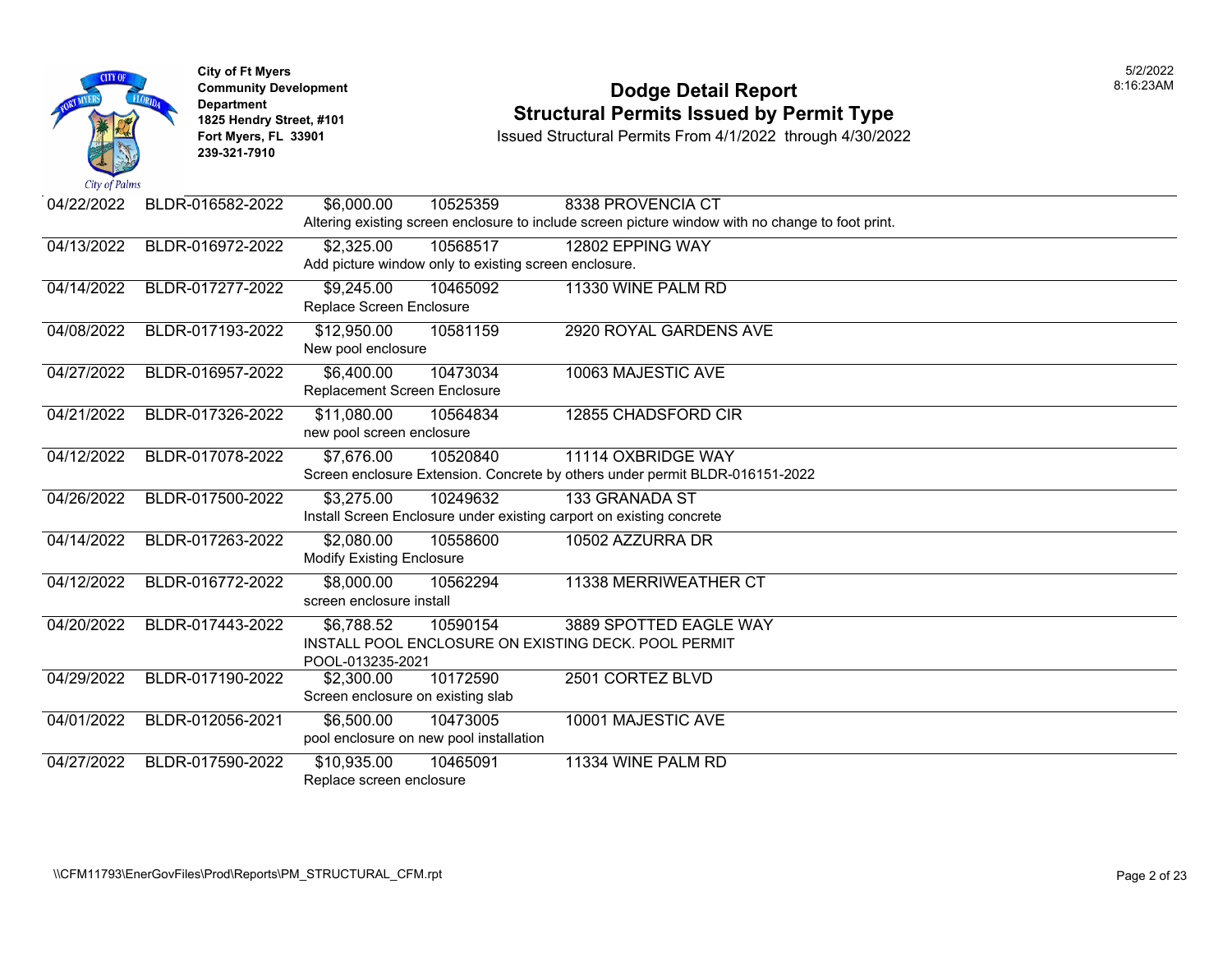City of Ft Myers
Community Development Department
1825 Hendry Street, #101
Fort Myers, FL 33901
239-321-7910

# Dodge Detail Report
## Structural Permits Issued by Permit Type

Issued Structural Permits From 4/1/2022 through 4/30/2022

5/2/2022
8:16:23AM

| Date | Permit | Valuation | Parcel | Address |
|---|---|---|---|---|
| 04/22/2022 | BLDR-016582-2022 | $6,000.00 | 10525359 | 8338 PROVENCIA CT |
| | | Altering existing screen enclosure to include screen picture window with no change to foot print. | | |
| 04/13/2022 | BLDR-016972-2022 | $2,325.00 | 10568517 | 12802 EPPING WAY |
| | | Add picture window only to existing screen enclosure. | | |
| 04/14/2022 | BLDR-017277-2022 | $9,245.00 | 10465092 | 11330 WINE PALM RD |
| | | Replace Screen Enclosure | | |
| 04/08/2022 | BLDR-017193-2022 | $12,950.00 | 10581159 | 2920 ROYAL GARDENS AVE |
| | | New pool enclosure | | |
| 04/27/2022 | BLDR-016957-2022 | $6,400.00 | 10473034 | 10063 MAJESTIC AVE |
| | | Replacement Screen Enclosure | | |
| 04/21/2022 | BLDR-017326-2022 | $11,080.00 | 10564834 | 12855 CHADSFORD CIR |
| | | new pool screen enclosure | | |
| 04/12/2022 | BLDR-017078-2022 | $7,676.00 | 10520840 | 11114 OXBRIDGE WAY |
| | | Screen enclosure Extension. Concrete by others under permit BLDR-016151-2022 | | |
| 04/26/2022 | BLDR-017500-2022 | $3,275.00 | 10249632 | 133 GRANADA ST |
| | | Install Screen Enclosure under existing carport on existing concrete | | |
| 04/14/2022 | BLDR-017263-2022 | $2,080.00 | 10558600 | 10502 AZZURRA DR |
| | | Modify Existing Enclosure | | |
| 04/12/2022 | BLDR-016772-2022 | $8,000.00 | 10562294 | 11338 MERRIWEATHER CT |
| | | screen enclosure install | | |
| 04/20/2022 | BLDR-017443-2022 | $6,788.52 | 10590154 | 3889 SPOTTED EAGLE WAY |
| | | INSTALL POOL ENCLOSURE ON EXISTING DECK. POOL PERMIT POOL-013235-2021 | | |
| 04/29/2022 | BLDR-017190-2022 | $2,300.00 | 10172590 | 2501 CORTEZ BLVD |
| | | Screen enclosure on existing slab | | |
| 04/01/2022 | BLDR-012056-2021 | $6,500.00 | 10473005 | 10001 MAJESTIC AVE |
| | | pool enclosure on new pool installation | | |
| 04/27/2022 | BLDR-017590-2022 | $10,935.00 | 10465091 | 11334 WINE PALM RD |
| | | Replace screen enclosure | | |

\\CFM11793\EnerGovFiles\Prod\Reports\PM_STRUCTURAL_CFM.rpt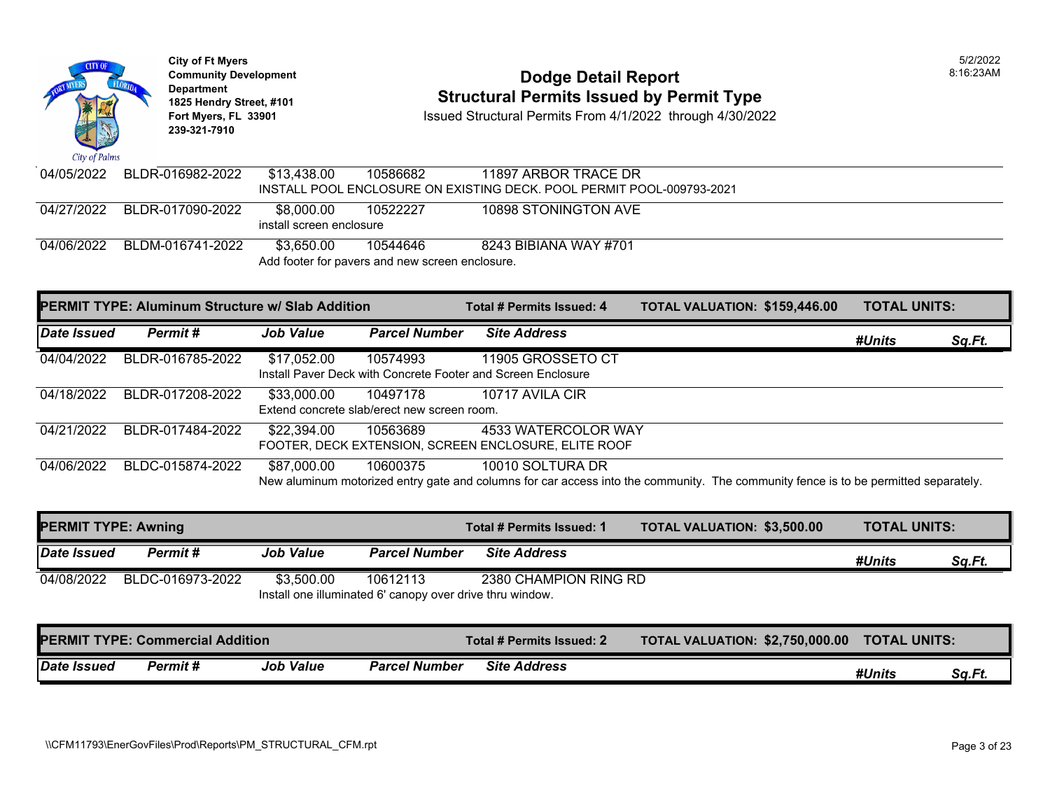| Date Issued | Permit # | Job Value | Parcel Number | Site Address | #Units | Sq.Ft. |
|---|---|---|---|---|---|---|
| 04/05/2022 | BLDR-016982-2022 | $13,438.00 | 10586682 | 11897 ARBOR TRACE DR | | |
| | | INSTALL POOL ENCLOSURE ON EXISTING DECK. POOL PERMIT POOL-009793-2021 | | | | |
| 04/27/2022 | BLDR-017090-2022 | $8,000.00 | 10522227 | 10898 STONINGTON AVE | | |
| | | install screen enclosure | | | | |
| 04/06/2022 | BLDM-016741-2022 | $3,650.00 | 10544646 | 8243 BIBIANA WAY #701 | | |
| | | Add footer for pavers and new screen enclosure. | | | | |

**PERMIT TYPE: Aluminum Structure w/ Slab Addition** — Total # Permits Issued: 4 — TOTAL VALUATION: $159,446.00 — TOTAL UNITS:

| Date Issued | Permit # | Job Value | Parcel Number | Site Address | #Units | Sq.Ft. |
|---|---|---|---|---|---|---|
| 04/04/2022 | BLDR-016785-2022 | $17,052.00 | 10574993 | 11905 GROSSETO CT | | |
| | | Install Paver Deck with Concrete Footer and Screen Enclosure | | | | |
| 04/18/2022 | BLDR-017208-2022 | $33,000.00 | 10497178 | 10717 AVILA CIR | | |
| | | Extend concrete slab/erect new screen room. | | | | |
| 04/21/2022 | BLDR-017484-2022 | $22,394.00 | 10563689 | 4533 WATERCOLOR WAY | | |
| | | FOOTER, DECK EXTENSION, SCREEN ENCLOSURE, ELITE ROOF | | | | |
| 04/06/2022 | BLDC-015874-2022 | $87,000.00 | 10600375 | 10010 SOLTURA DR | | |
| | | New aluminum motorized entry gate and columns for car access into the community. The community fence is to be permitted separately. | | | | |

**PERMIT TYPE: Awning** — Total # Permits Issued: 1 — TOTAL VALUATION: $3,500.00 — TOTAL UNITS:

| Date Issued | Permit # | Job Value | Parcel Number | Site Address | #Units | Sq.Ft. |
|---|---|---|---|---|---|---|
| 04/08/2022 | BLDC-016973-2022 | $3,500.00 | 10612113 | 2380 CHAMPION RING RD | | |
| | | Install one illuminated 6' canopy over drive thru window. | | | | |

**PERMIT TYPE: Commercial Addition** — Total # Permits Issued: 2 — TOTAL VALUATION: $2,750,000.00 — TOTAL UNITS:

| Date Issued | Permit # | Job Value | Parcel Number | Site Address | #Units | Sq.Ft. |
|---|---|---|---|---|---|---|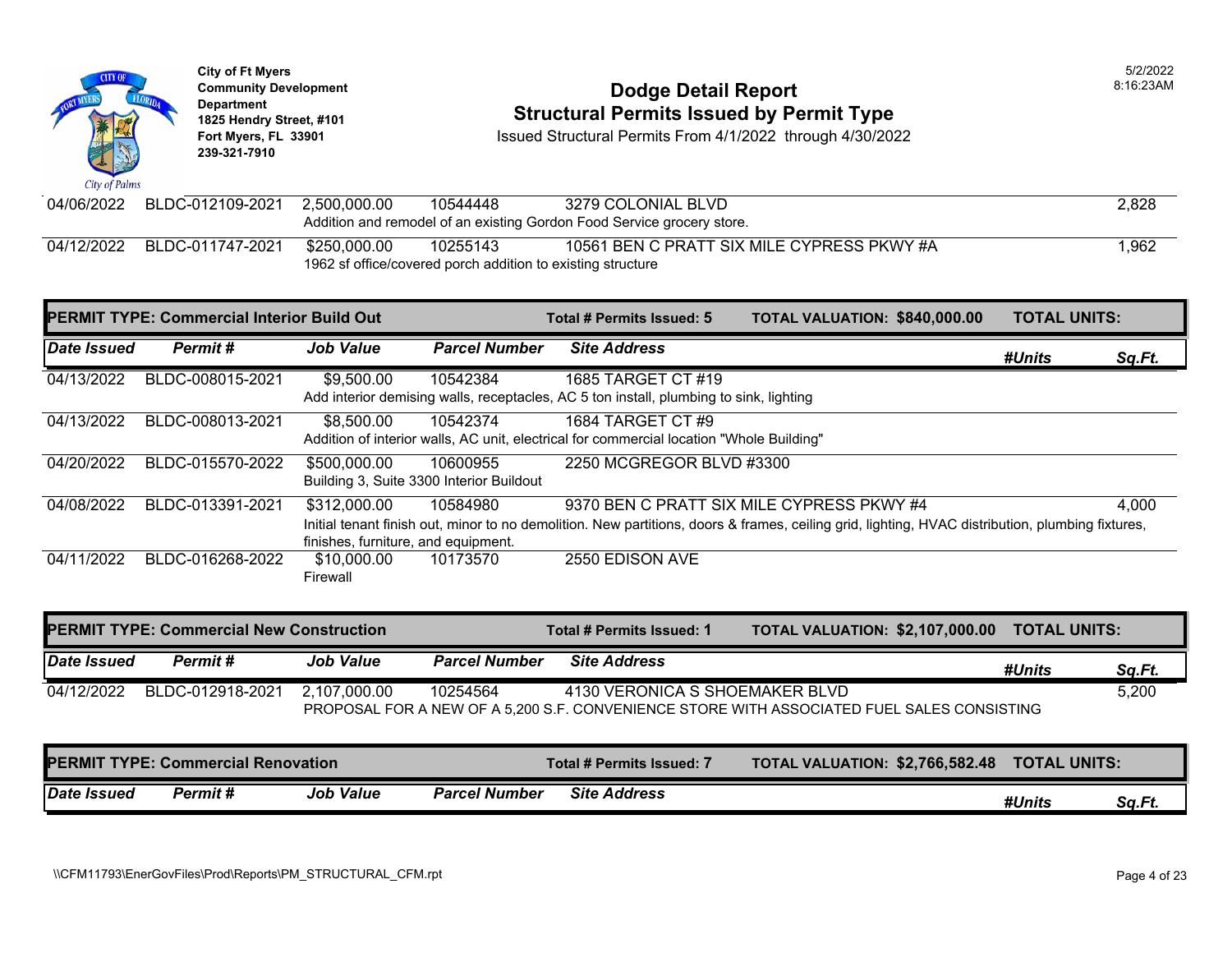# Dodge Detail Report

## Structural Permits Issued by Permit Type

Issued Structural Permits From 4/1/2022 through 4/30/2022

City of Ft Myers
Community Development Department
1825 Hendry Street, #101
Fort Myers, FL 33901
239-321-7910

5/2/2022
8:16:23AM

| Date Issued | Permit # | Job Value | Parcel Number | Site Address | #Units | Sq.Ft. |
|---|---|---|---|---|---|---|
| 04/06/2022 | BLDC-012109-2021 | 2,500,000.00 | 10544448 | 3279 COLONIAL BLVD | | 2,828 |
| | | Addition and remodel of an existing Gordon Food Service grocery store. | | | | |
| 04/12/2022 | BLDC-011747-2021 | $250,000.00 | 10255143 | 10561 BEN C PRATT SIX MILE CYPRESS PKWY #A | | 1,962 |
| | | 1962 sf office/covered porch addition to existing structure | | | | |

### PERMIT TYPE: Commercial Interior Build Out — Total # Permits Issued: 5 — TOTAL VALUATION: $840,000.00 — TOTAL UNITS:

| Date Issued | Permit # | Job Value | Parcel Number | Site Address | #Units | Sq.Ft. |
|---|---|---|---|---|---|---|
| 04/13/2022 | BLDC-008015-2021 | $9,500.00 | 10542384 | 1685 TARGET CT #19 | | |
| | | Add interior demising walls, receptacles, AC 5 ton install, plumbing to sink, lighting | | | | |
| 04/13/2022 | BLDC-008013-2021 | $8,500.00 | 10542374 | 1684 TARGET CT #9 | | |
| | | Addition of interior walls, AC unit, electrical for commercial location "Whole Building" | | | | |
| 04/20/2022 | BLDC-015570-2022 | $500,000.00 | 10600955 | 2250 MCGREGOR BLVD #3300 | | |
| | | Building 3, Suite 3300 Interior Buildout | | | | |
| 04/08/2022 | BLDC-013391-2021 | $312,000.00 | 10584980 | 9370 BEN C PRATT SIX MILE CYPRESS PKWY #4 | | 4,000 |
| | | Initial tenant finish out, minor to no demolition. New partitions, doors & frames, ceiling grid, lighting, HVAC distribution, plumbing fixtures, finishes, furniture, and equipment. | | | | |
| 04/11/2022 | BLDC-016268-2022 | $10,000.00 | 10173570 | 2550 EDISON AVE | | |
| | | Firewall | | | | |

### PERMIT TYPE: Commercial New Construction — Total # Permits Issued: 1 — TOTAL VALUATION: $2,107,000.00 — TOTAL UNITS:

| Date Issued | Permit # | Job Value | Parcel Number | Site Address | #Units | Sq.Ft. |
|---|---|---|---|---|---|---|
| 04/12/2022 | BLDC-012918-2021 | 2,107,000.00 | 10254564 | 4130 VERONICA S SHOEMAKER BLVD | | 5,200 |
| | | PROPOSAL FOR A NEW OF A 5,200 S.F. CONVENIENCE STORE WITH ASSOCIATED FUEL SALES CONSISTING | | | | |

### PERMIT TYPE: Commercial Renovation — Total # Permits Issued: 7 — TOTAL VALUATION: $2,766,582.48 — TOTAL UNITS:

| Date Issued | Permit # | Job Value | Parcel Number | Site Address | #Units | Sq.Ft. |
|---|---|---|---|---|---|---|

\\CFM11793\EnerGovFiles\Prod\Reports\PM_STRUCTURAL_CFM.rpt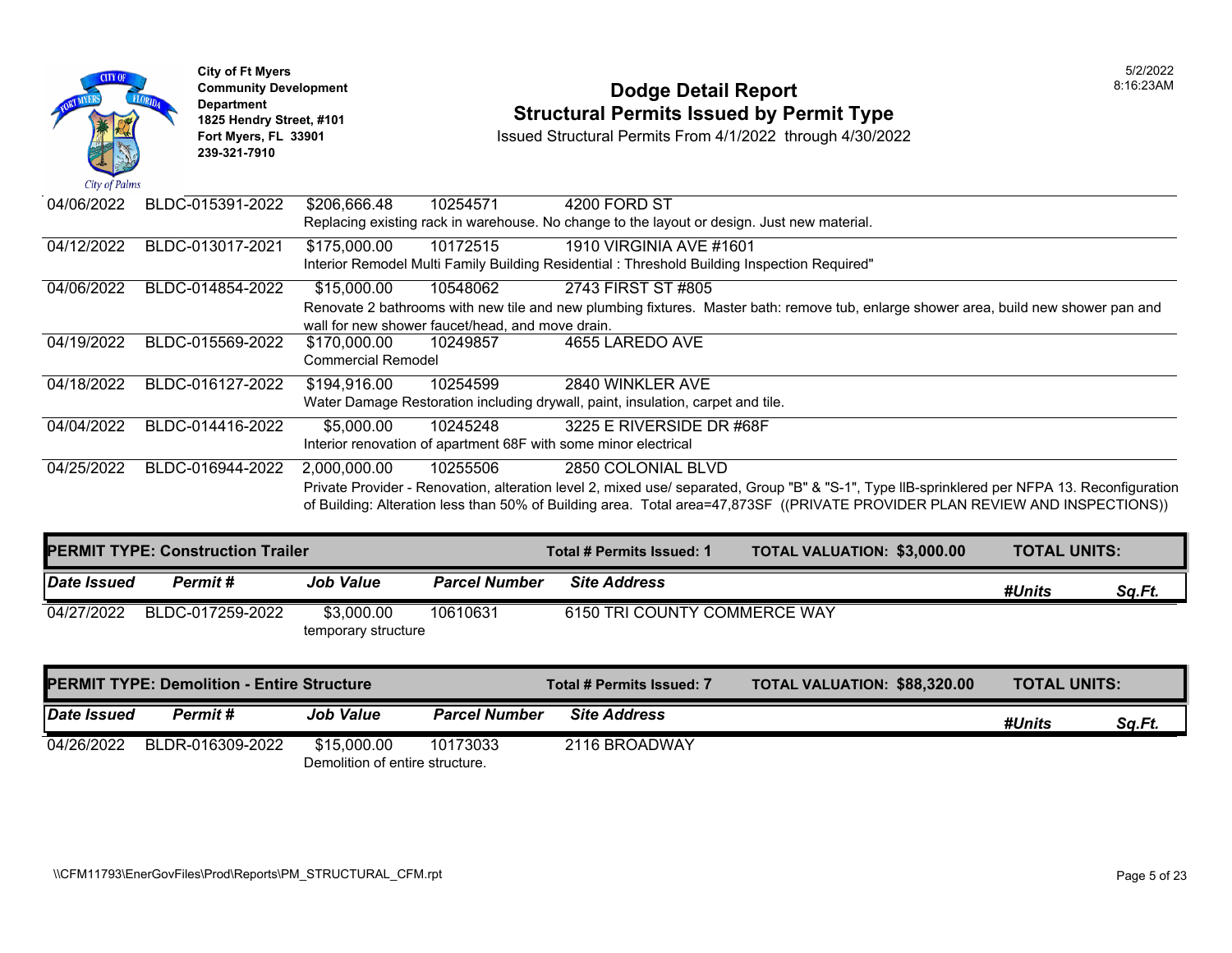| Date Issued | Permit # | Job Value | Parcel Number | Site Address | #Units | Sq.Ft. |
|---|---|---|---|---|---|---|
| 04/06/2022 | BLDC-015391-2022 | $206,666.48 | 10254571 | 4200 FORD ST | | |
| | | Replacing existing rack in warehouse. No change to the layout or design. Just new material. | | | | |
| 04/12/2022 | BLDC-013017-2021 | $175,000.00 | 10172515 | 1910 VIRGINIA AVE #1601 | | |
| | | Interior Remodel Multi Family Building Residential : Threshold Building Inspection Required" | | | | |
| 04/06/2022 | BLDC-014854-2022 | $15,000.00 | 10548062 | 2743 FIRST ST #805 | | |
| | | Renovate 2 bathrooms with new tile and new plumbing fixtures. Master bath: remove tub, enlarge shower area, build new shower pan and wall for new shower faucet/head, and move drain. | | | | |
| 04/19/2022 | BLDC-015569-2022 | $170,000.00 | 10249857 | 4655 LAREDO AVE | | |
| | | Commercial Remodel | | | | |
| 04/18/2022 | BLDC-016127-2022 | $194,916.00 | 10254599 | 2840 WINKLER AVE | | |
| | | Water Damage Restoration including drywall, paint, insulation, carpet and tile. | | | | |
| 04/04/2022 | BLDC-014416-2022 | $5,000.00 | 10245248 | 3225 E RIVERSIDE DR #68F | | |
| | | Interior renovation of apartment 68F with some minor electrical | | | | |
| 04/25/2022 | BLDC-016944-2022 | 2,000,000.00 | 10255506 | 2850 COLONIAL BLVD | | |
| | | Private Provider - Renovation, alteration level 2, mixed use/ separated, Group "B" & "S-1", Type IIB-sprinklered per NFPA 13. Reconfiguration of Building: Alteration less than 50% of Building area. Total area=47,873SF ((PRIVATE PROVIDER PLAN REVIEW AND INSPECTIONS)) | | | | |

**PERMIT TYPE: Construction Trailer** — Total # Permits Issued: 1 — TOTAL VALUATION: $3,000.00 — TOTAL UNITS:

| Date Issued | Permit # | Job Value | Parcel Number | Site Address | #Units | Sq.Ft. |
|---|---|---|---|---|---|---|
| 04/27/2022 | BLDC-017259-2022 | $3,000.00 | 10610631 | 6150 TRI COUNTY COMMERCE WAY | | |
| | | temporary structure | | | | |

**PERMIT TYPE: Demolition - Entire Structure** — Total # Permits Issued: 7 — TOTAL VALUATION: $88,320.00 — TOTAL UNITS:

| Date Issued | Permit # | Job Value | Parcel Number | Site Address | #Units | Sq.Ft. |
|---|---|---|---|---|---|---|
| 04/26/2022 | BLDR-016309-2022 | $15,000.00 | 10173033 | 2116 BROADWAY | | |
| | | Demolition of entire structure. | | | | |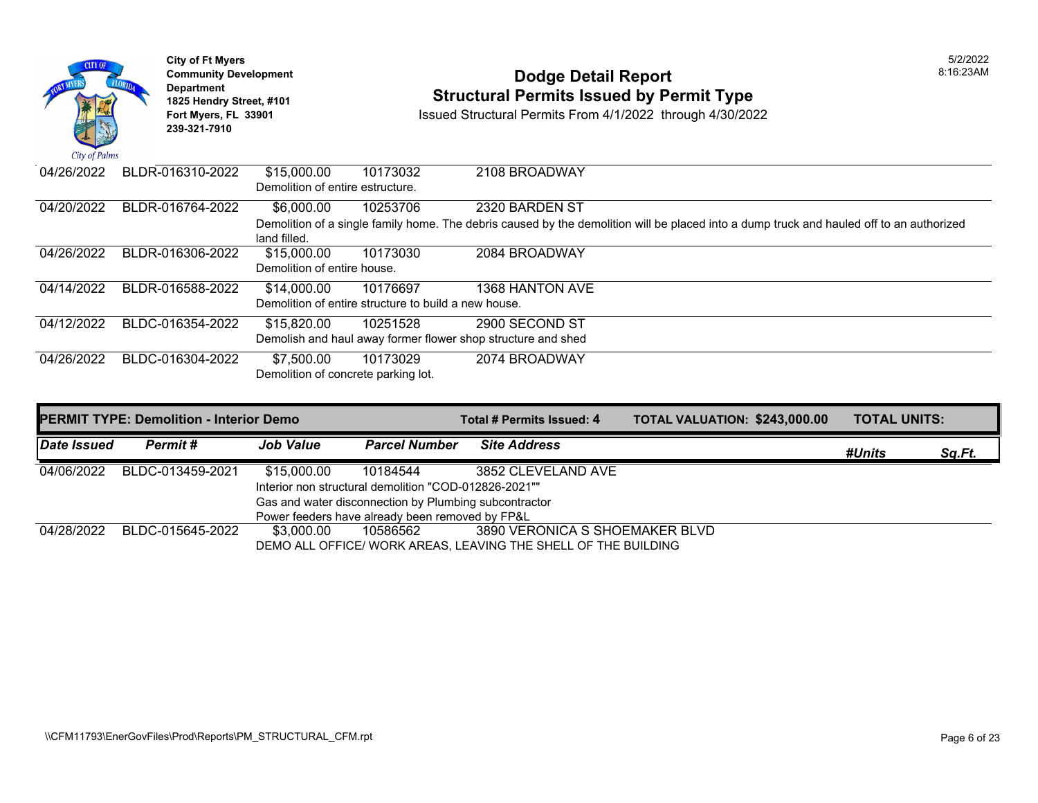City of Ft Myers
Community Development Department
1825 Hendry Street, #101
Fort Myers, FL 33901
239-321-7910

# Dodge Detail Report
## Structural Permits Issued by Permit Type

Issued Structural Permits From 4/1/2022 through 4/30/2022

| Date Issued | Permit # | Job Value | Parcel Number | Site Address | #Units | Sq.Ft. |
|---|---|---|---|---|---|---|
| 04/26/2022 | BLDR-016310-2022 | $15,000.00 | 10173032 | 2108 BROADWAY | | |
| | | Demolition of entire estructure. | | | | |
| 04/20/2022 | BLDR-016764-2022 | $6,000.00 | 10253706 | 2320 BARDEN ST | | |
| | | Demolition of a single family home. The debris caused by the demolition will be placed into a dump truck and hauled off to an authorized land filled. | | | | |
| 04/26/2022 | BLDR-016306-2022 | $15,000.00 | 10173030 | 2084 BROADWAY | | |
| | | Demolition of entire house. | | | | |
| 04/14/2022 | BLDR-016588-2022 | $14,000.00 | 10176697 | 1368 HANTON AVE | | |
| | | Demolition of entire structure to build a new house. | | | | |
| 04/12/2022 | BLDC-016354-2022 | $15,820.00 | 10251528 | 2900 SECOND ST | | |
| | | Demolish and haul away former flower shop structure and shed | | | | |
| 04/26/2022 | BLDC-016304-2022 | $7,500.00 | 10173029 | 2074 BROADWAY | | |
| | | Demolition of concrete parking lot. | | | | |

**PERMIT TYPE: Demolition - Interior Demo** | **Total # Permits Issued: 4** | **TOTAL VALUATION: $243,000.00** | **TOTAL UNITS:**

| Date Issued | Permit # | Job Value | Parcel Number | Site Address | #Units | Sq.Ft. |
|---|---|---|---|---|---|---|
| 04/06/2022 | BLDC-013459-2021 | $15,000.00 | 10184544 | 3852 CLEVELAND AVE | | |
| | | Interior non structural demolition "COD-012826-2021"" Gas and water disconnection by Plumbing subcontractor Power feeders have already been removed by FP&L | | | | |
| 04/28/2022 | BLDC-015645-2022 | $3,000.00 | 10586562 | 3890 VERONICA S SHOEMAKER BLVD | | |
| | | DEMO ALL OFFICE/ WORK AREAS, LEAVING THE SHELL OF THE BUILDING | | | | |

\\CFM11793\EnerGovFiles\Prod\Reports\PM_STRUCTURAL_CFM.rpt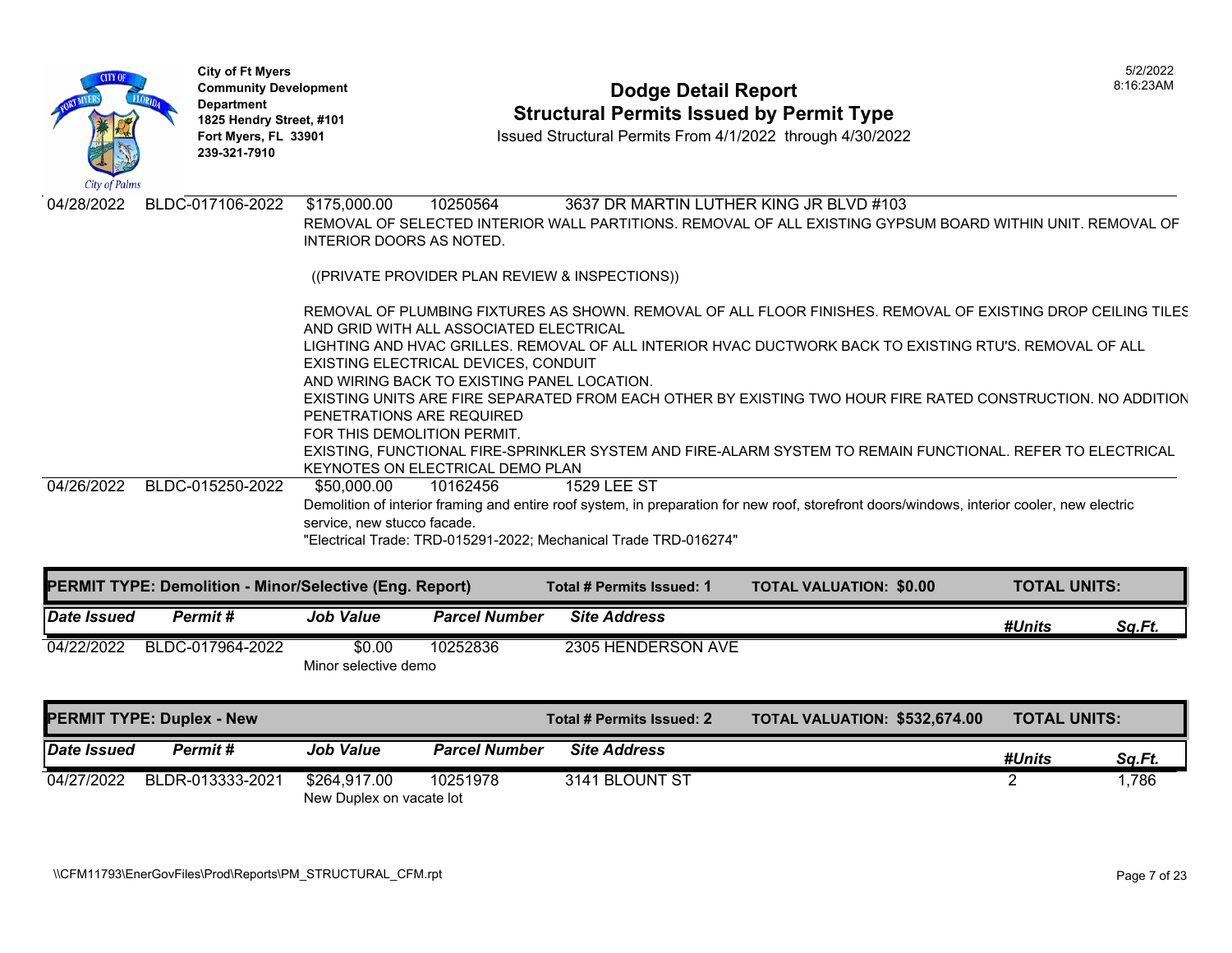City of Ft Myers
Community Development Department
1825 Hendry Street, #101
Fort Myers, FL 33901
239-321-7910

# Dodge Detail Report
## Structural Permits Issued by Permit Type

Issued Structural Permits From 4/1/2022 through 4/30/2022

5/2/2022
8:16:23AM

| Date Issued | Permit # | Job Value | Parcel Number | Site Address | #Units | Sq.Ft. |
|---|---|---|---|---|---|---|
| 04/28/2022 | BLDC-017106-2022 | $175,000.00 | 10250564 | 3637 DR MARTIN LUTHER KING JR BLVD #103 | | |

REMOVAL OF SELECTED INTERIOR WALL PARTITIONS. REMOVAL OF ALL EXISTING GYPSUM BOARD WITHIN UNIT. REMOVAL OF INTERIOR DOORS AS NOTED.

((PRIVATE PROVIDER PLAN REVIEW & INSPECTIONS))

REMOVAL OF PLUMBING FIXTURES AS SHOWN. REMOVAL OF ALL FLOOR FINISHES. REMOVAL OF EXISTING DROP CEILING TILES AND GRID WITH ALL ASSOCIATED ELECTRICAL
LIGHTING AND HVAC GRILLES. REMOVAL OF ALL INTERIOR HVAC DUCTWORK BACK TO EXISTING RTU'S. REMOVAL OF ALL EXISTING ELECTRICAL DEVICES, CONDUIT
AND WIRING BACK TO EXISTING PANEL LOCATION.
EXISTING UNITS ARE FIRE SEPARATED FROM EACH OTHER BY EXISTING TWO HOUR FIRE RATED CONSTRUCTION. NO ADDITION PENETRATIONS ARE REQUIRED
FOR THIS DEMOLITION PERMIT.
EXISTING, FUNCTIONAL FIRE-SPRINKLER SYSTEM AND FIRE-ALARM SYSTEM TO REMAIN FUNCTIONAL. REFER TO ELECTRICAL KEYNOTES ON ELECTRICAL DEMO PLAN

| Date Issued | Permit # | Job Value | Parcel Number | Site Address | #Units | Sq.Ft. |
|---|---|---|---|---|---|---|
| 04/26/2022 | BLDC-015250-2022 | $50,000.00 | 10162456 | 1529 LEE ST | | |

Demolition of interior framing and entire roof system, in preparation for new roof, storefront doors/windows, interior cooler, new electric service, new stucco facade.
"Electrical Trade: TRD-015291-2022; Mechanical Trade TRD-016274"

**PERMIT TYPE: Demolition - Minor/Selective (Eng. Report)** — Total # Permits Issued: 1 — TOTAL VALUATION: $0.00 — TOTAL UNITS:

| Date Issued | Permit # | Job Value | Parcel Number | Site Address | #Units | Sq.Ft. |
|---|---|---|---|---|---|---|
| 04/22/2022 | BLDC-017964-2022 | $0.00 | 10252836 | 2305 HENDERSON AVE | | |

Minor selective demo

**PERMIT TYPE: Duplex - New** — Total # Permits Issued: 2 — TOTAL VALUATION: $532,674.00 — TOTAL UNITS:

| Date Issued | Permit # | Job Value | Parcel Number | Site Address | #Units | Sq.Ft. |
|---|---|---|---|---|---|---|
| 04/27/2022 | BLDR-013333-2021 | $264,917.00 | 10251978 | 3141 BLOUNT ST | 2 | 1,786 |

New Duplex on vacate lot

\\CFM11793\EnerGovFiles\Prod\Reports\PM_STRUCTURAL_CFM.rpt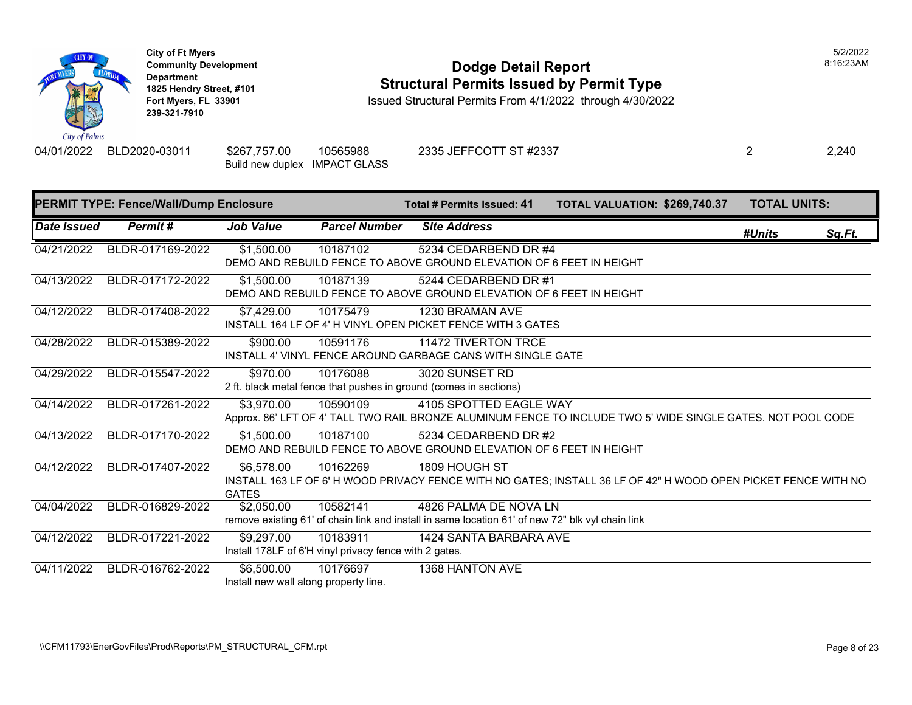**City of Ft Myers**
**Community Development Department**
**1825 Hendry Street, #101**
**Fort Myers, FL 33901**
**239-321-7910**

# Dodge Detail Report
## Structural Permits Issued by Permit Type

Issued Structural Permits From 4/1/2022 through 4/30/2022

5/2/2022
8:16:23AM

| Date Issued | Permit # | Job Value | Parcel Number | Site Address | #Units | Sq.Ft. |
|---|---|---|---|---|---|---|
| 04/01/2022 | BLD2020-03011 | $267,757.00 | 10565988 | 2335 JEFFCOTT ST #2337 | 2 | 2,240 |
| | | Build new duplex IMPACT GLASS | | | | |

**PERMIT TYPE: Fence/Wall/Dump Enclosure** — **Total # Permits Issued: 41** — **TOTAL VALUATION: $269,740.37** — **TOTAL UNITS:**

| Date Issued | Permit # | Job Value | Parcel Number | Site Address | #Units | Sq.Ft. |
|---|---|---|---|---|---|---|
| 04/21/2022 | BLDR-017169-2022 | $1,500.00 | 10187102 | 5234 CEDARBEND DR #4 | | |
| | | DEMO AND REBUILD FENCE TO ABOVE GROUND ELEVATION OF 6 FEET IN HEIGHT | | | | |
| 04/13/2022 | BLDR-017172-2022 | $1,500.00 | 10187139 | 5244 CEDARBEND DR #1 | | |
| | | DEMO AND REBUILD FENCE TO ABOVE GROUND ELEVATION OF 6 FEET IN HEIGHT | | | | |
| 04/12/2022 | BLDR-017408-2022 | $7,429.00 | 10175479 | 1230 BRAMAN AVE | | |
| | | INSTALL 164 LF OF 4' H VINYL OPEN PICKET FENCE WITH 3 GATES | | | | |
| 04/28/2022 | BLDR-015389-2022 | $900.00 | 10591176 | 11472 TIVERTON TRCE | | |
| | | INSTALL 4' VINYL FENCE AROUND GARBAGE CANS WITH SINGLE GATE | | | | |
| 04/29/2022 | BLDR-015547-2022 | $970.00 | 10176088 | 3020 SUNSET RD | | |
| | | 2 ft. black metal fence that pushes in ground (comes in sections) | | | | |
| 04/14/2022 | BLDR-017261-2022 | $3,970.00 | 10590109 | 4105 SPOTTED EAGLE WAY | | |
| | | Approx. 86' LFT OF 4' TALL TWO RAIL BRONZE ALUMINUM FENCE TO INCLUDE TWO 5' WIDE SINGLE GATES. NOT POOL CODE | | | | |
| 04/13/2022 | BLDR-017170-2022 | $1,500.00 | 10187100 | 5234 CEDARBEND DR #2 | | |
| | | DEMO AND REBUILD FENCE TO ABOVE GROUND ELEVATION OF 6 FEET IN HEIGHT | | | | |
| 04/12/2022 | BLDR-017407-2022 | $6,578.00 | 10162269 | 1809 HOUGH ST | | |
| | | INSTALL 163 LF OF 6' H WOOD PRIVACY FENCE WITH NO GATES; INSTALL 36 LF OF 42" H WOOD OPEN PICKET FENCE WITH NO GATES | | | | |
| 04/04/2022 | BLDR-016829-2022 | $2,050.00 | 10582141 | 4826 PALMA DE NOVA LN | | |
| | | remove existing 61' of chain link and install in same location 61' of new 72" blk vyl chain link | | | | |
| 04/12/2022 | BLDR-017221-2022 | $9,297.00 | 10183911 | 1424 SANTA BARBARA AVE | | |
| | | Install 178LF of 6'H vinyl privacy fence with 2 gates. | | | | |
| 04/11/2022 | BLDR-016762-2022 | $6,500.00 | 10176697 | 1368 HANTON AVE | | |
| | | Install new wall along property line. | | | | |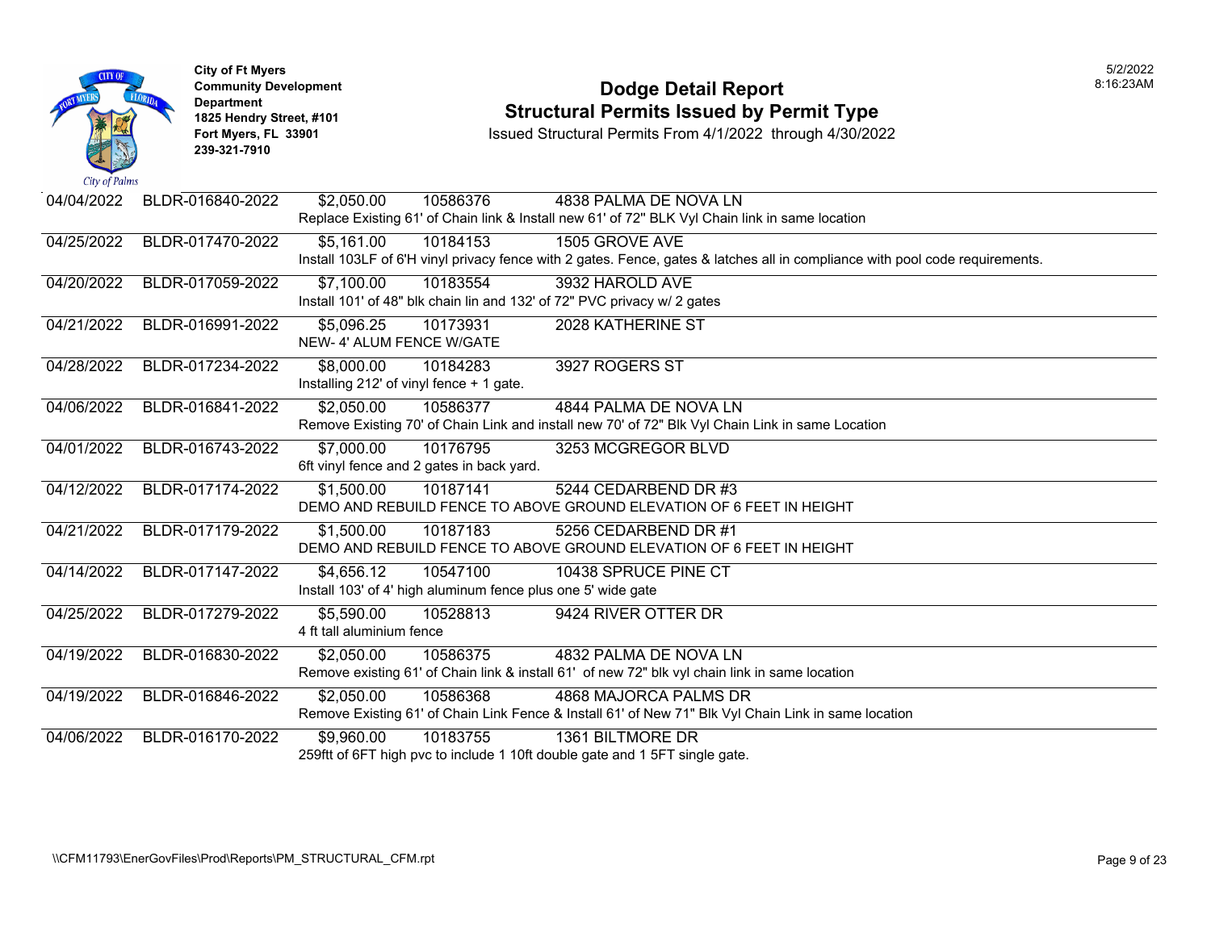City of Ft Myers
Community Development Department
1825 Hendry Street, #101
Fort Myers, FL 33901
239-321-7910

# Dodge Detail Report
## Structural Permits Issued by Permit Type

Issued Structural Permits From 4/1/2022 through 4/30/2022

5/2/2022
8:16:23AM

| Date | Permit Number | Valuation | Parcel | Address / Description |
|---|---|---|---|---|
| 04/04/2022 | BLDR-016840-2022 | $2,050.00 | 10586376 | 4838 PALMA DE NOVA LN<br>Replace Existing 61' of Chain link & Install new 61' of 72" BLK Vyl Chain link in same location |
| 04/25/2022 | BLDR-017470-2022 | $5,161.00 | 10184153 | 1505 GROVE AVE<br>Install 103LF of 6'H vinyl privacy fence with 2 gates. Fence, gates & latches all in compliance with pool code requirements. |
| 04/20/2022 | BLDR-017059-2022 | $7,100.00 | 10183554 | 3932 HAROLD AVE<br>Install 101' of 48" blk chain lin and 132' of 72" PVC privacy w/ 2 gates |
| 04/21/2022 | BLDR-016991-2022 | $5,096.25 | 10173931 | 2028 KATHERINE ST<br>NEW- 4' ALUM FENCE W/GATE |
| 04/28/2022 | BLDR-017234-2022 | $8,000.00 | 10184283 | 3927 ROGERS ST<br>Installing 212' of vinyl fence + 1 gate. |
| 04/06/2022 | BLDR-016841-2022 | $2,050.00 | 10586377 | 4844 PALMA DE NOVA LN<br>Remove Existing 70' of Chain Link and install new 70' of 72" Blk Vyl Chain Link in same Location |
| 04/01/2022 | BLDR-016743-2022 | $7,000.00 | 10176795 | 3253 MCGREGOR BLVD<br>6ft vinyl fence and 2 gates in back yard. |
| 04/12/2022 | BLDR-017174-2022 | $1,500.00 | 10187141 | 5244 CEDARBEND DR #3<br>DEMO AND REBUILD FENCE TO ABOVE GROUND ELEVATION OF 6 FEET IN HEIGHT |
| 04/21/2022 | BLDR-017179-2022 | $1,500.00 | 10187183 | 5256 CEDARBEND DR #1<br>DEMO AND REBUILD FENCE TO ABOVE GROUND ELEVATION OF 6 FEET IN HEIGHT |
| 04/14/2022 | BLDR-017147-2022 | $4,656.12 | 10547100 | 10438 SPRUCE PINE CT<br>Install 103' of 4' high aluminum fence plus one 5' wide gate |
| 04/25/2022 | BLDR-017279-2022 | $5,590.00 | 10528813 | 9424 RIVER OTTER DR<br>4 ft tall aluminium fence |
| 04/19/2022 | BLDR-016830-2022 | $2,050.00 | 10586375 | 4832 PALMA DE NOVA LN<br>Remove existing 61' of Chain link & install 61' of new 72" blk vyl chain link in same location |
| 04/19/2022 | BLDR-016846-2022 | $2,050.00 | 10586368 | 4868 MAJORCA PALMS DR<br>Remove Existing 61' of Chain Link Fence & Install 61' of New 71" Blk Vyl Chain Link in same location |
| 04/06/2022 | BLDR-016170-2022 | $9,960.00 | 10183755 | 1361 BILTMORE DR<br>259ftt of 6FT high pvc to include 1 10ft double gate and 1 5FT single gate. |

\\CFM11793\EnerGovFiles\Prod\Reports\PM_STRUCTURAL_CFM.rpt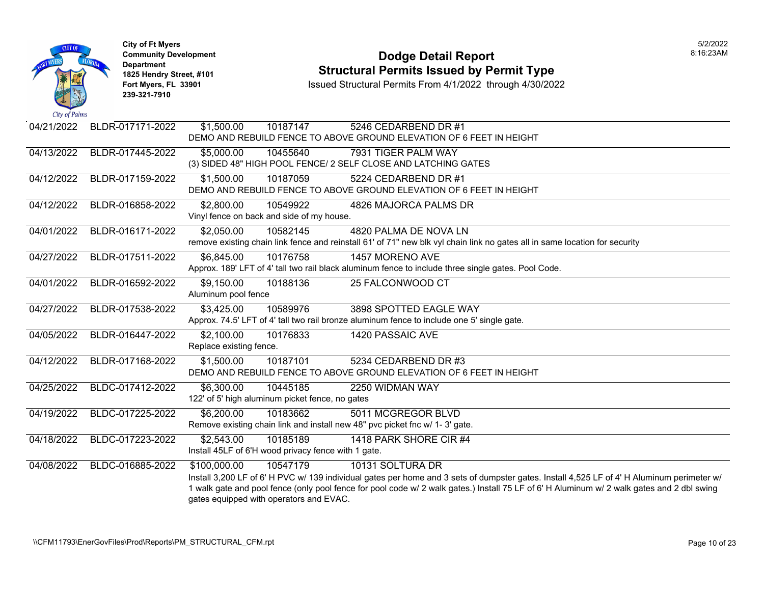City of Ft Myers
Community Development Department
1825 Hendry Street, #101
Fort Myers, FL 33901
239-321-7910

# Dodge Detail Report
## Structural Permits Issued by Permit Type

Issued Structural Permits From 4/1/2022 through 4/30/2022

5/2/2022
8:16:23AM

| Date | Permit No. | Value | Parcel | Address / Description |
|---|---|---|---|---|
| 04/21/2022 | BLDR-017171-2022 | $1,500.00 | 10187147 | 5246 CEDARBEND DR #1<br>DEMO AND REBUILD FENCE TO ABOVE GROUND ELEVATION OF 6 FEET IN HEIGHT |
| 04/13/2022 | BLDR-017445-2022 | $5,000.00 | 10455640 | 7931 TIGER PALM WAY<br>(3) SIDED 48" HIGH POOL FENCE/ 2 SELF CLOSE AND LATCHING GATES |
| 04/12/2022 | BLDR-017159-2022 | $1,500.00 | 10187059 | 5224 CEDARBEND DR #1<br>DEMO AND REBUILD FENCE TO ABOVE GROUND ELEVATION OF 6 FEET IN HEIGHT |
| 04/12/2022 | BLDR-016858-2022 | $2,800.00 | 10549922 | 4826 MAJORCA PALMS DR<br>Vinyl fence on back and side of my house. |
| 04/01/2022 | BLDR-016171-2022 | $2,050.00 | 10582145 | 4820 PALMA DE NOVA LN<br>remove existing chain link fence and reinstall 61' of 71" new blk vyl chain link no gates all in same location for security |
| 04/27/2022 | BLDR-017511-2022 | $6,845.00 | 10176758 | 1457 MORENO AVE<br>Approx. 189' LFT of 4' tall two rail black aluminum fence to include three single gates. Pool Code. |
| 04/01/2022 | BLDR-016592-2022 | $9,150.00 | 10188136 | 25 FALCONWOOD CT<br>Aluminum pool fence |
| 04/27/2022 | BLDR-017538-2022 | $3,425.00 | 10589976 | 3898 SPOTTED EAGLE WAY<br>Approx. 74.5' LFT of 4' tall two rail bronze aluminum fence to include one 5' single gate. |
| 04/05/2022 | BLDR-016447-2022 | $2,100.00 | 10176833 | 1420 PASSAIC AVE<br>Replace existing fence. |
| 04/12/2022 | BLDR-017168-2022 | $1,500.00 | 10187101 | 5234 CEDARBEND DR #3<br>DEMO AND REBUILD FENCE TO ABOVE GROUND ELEVATION OF 6 FEET IN HEIGHT |
| 04/25/2022 | BLDC-017412-2022 | $6,300.00 | 10445185 | 2250 WIDMAN WAY<br>122' of 5' high aluminum picket fence, no gates |
| 04/19/2022 | BLDC-017225-2022 | $6,200.00 | 10183662 | 5011 MCGREGOR BLVD<br>Remove existing chain link and install new 48" pvc picket fnc w/ 1- 3' gate. |
| 04/18/2022 | BLDC-017223-2022 | $2,543.00 | 10185189 | 1418 PARK SHORE CIR #4<br>Install 45LF of 6'H wood privacy fence with 1 gate. |
| 04/08/2022 | BLDC-016885-2022 | $100,000.00 | 10547179 | 10131 SOLTURA DR<br>Install 3,200 LF of 6' H PVC w/ 139 individual gates per home and 3 sets of dumpster gates. Install 4,525 LF of 4' H Aluminum perimeter w/ 1 walk gate and pool fence (only pool fence for pool code w/ 2 walk gates.) Install 75 LF of 6' H Aluminum w/ 2 walk gates and 2 dbl swing gates equipped with operators and EVAC. |

\\CFM11793\EnerGovFiles\Prod\Reports\PM_STRUCTURAL_CFM.rpt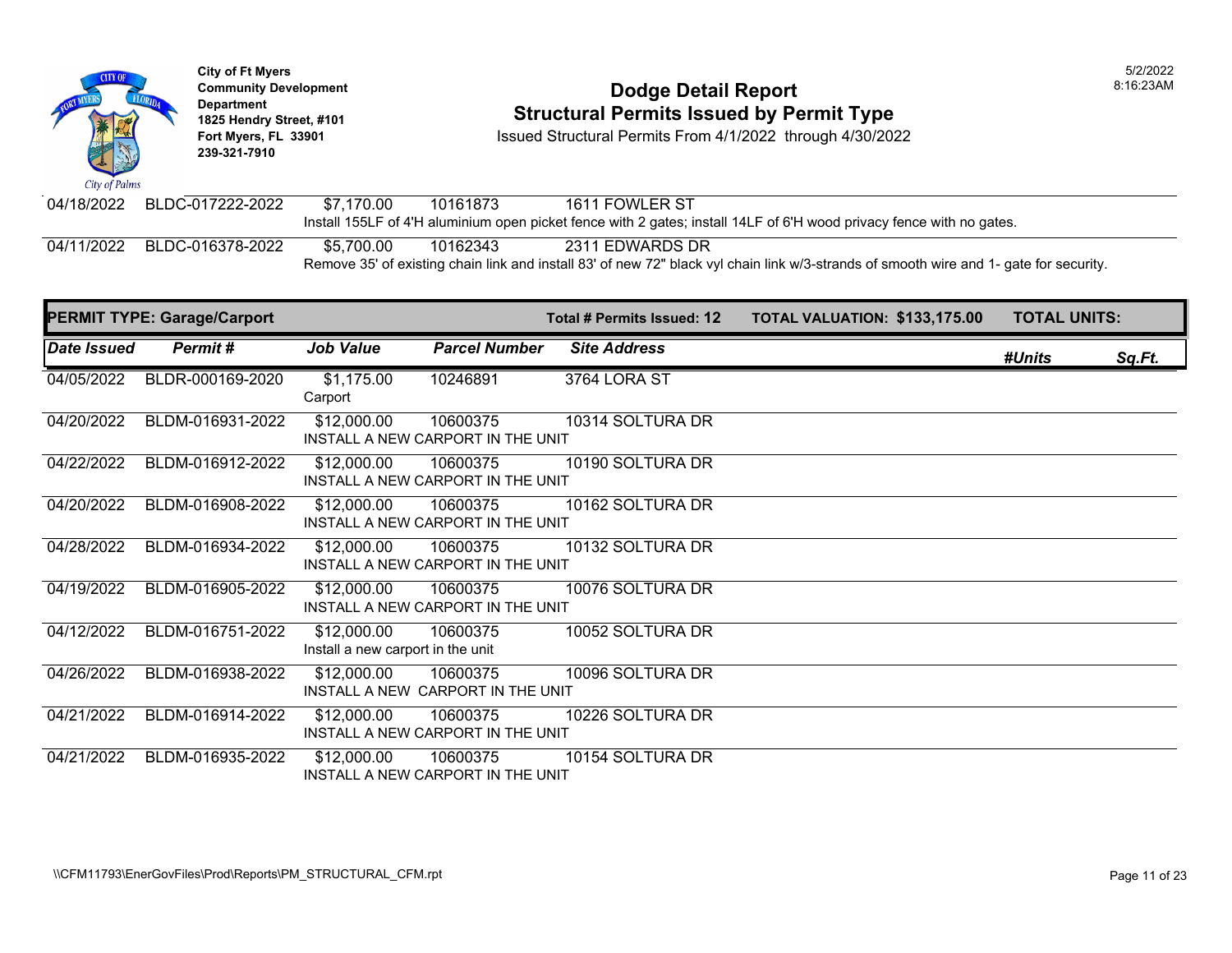City of Ft Myers
Community Development Department
1825 Hendry Street, #101
Fort Myers, FL 33901
239-321-7910

# Dodge Detail Report
## Structural Permits Issued by Permit Type

Issued Structural Permits From 4/1/2022 through 4/30/2022

5/2/2022
8:16:23AM

| Date Issued | Permit # | Job Value | Parcel Number | Site Address |
|---|---|---|---|---|
| 04/18/2022 | BLDC-017222-2022 | $7,170.00 | 10161873 | 1611 FOWLER ST |
| | Install 155LF of 4'H aluminium open picket fence with 2 gates; install 14LF of 6'H wood privacy fence with no gates. | | | |
| 04/11/2022 | BLDC-016378-2022 | $5,700.00 | 10162343 | 2311 EDWARDS DR |
| | Remove 35' of existing chain link and install 83' of new 72" black vyl chain link w/3-strands of smooth wire and 1- gate for security. | | | |

**PERMIT TYPE: Garage/Carport** — Total # Permits Issued: 12 — TOTAL VALUATION: $133,175.00 — TOTAL UNITS:

| Date Issued | Permit # | Job Value | Parcel Number | Site Address | #Units | Sq.Ft. |
|---|---|---|---|---|---|---|
| 04/05/2022 | BLDR-000169-2020 | $1,175.00 | 10246891 | 3764 LORA ST | | |
| | | Carport | | | | |
| 04/20/2022 | BLDM-016931-2022 | $12,000.00 | 10600375 | 10314 SOLTURA DR | | |
| | | INSTALL A NEW CARPORT IN THE UNIT | | | | |
| 04/22/2022 | BLDM-016912-2022 | $12,000.00 | 10600375 | 10190 SOLTURA DR | | |
| | | INSTALL A NEW CARPORT IN THE UNIT | | | | |
| 04/20/2022 | BLDM-016908-2022 | $12,000.00 | 10600375 | 10162 SOLTURA DR | | |
| | | INSTALL A NEW CARPORT IN THE UNIT | | | | |
| 04/28/2022 | BLDM-016934-2022 | $12,000.00 | 10600375 | 10132 SOLTURA DR | | |
| | | INSTALL A NEW CARPORT IN THE UNIT | | | | |
| 04/19/2022 | BLDM-016905-2022 | $12,000.00 | 10600375 | 10076 SOLTURA DR | | |
| | | INSTALL A NEW CARPORT IN THE UNIT | | | | |
| 04/12/2022 | BLDM-016751-2022 | $12,000.00 | 10600375 | 10052 SOLTURA DR | | |
| | | Install a new carport in the unit | | | | |
| 04/26/2022 | BLDM-016938-2022 | $12,000.00 | 10600375 | 10096 SOLTURA DR | | |
| | | INSTALL A NEW CARPORT IN THE UNIT | | | | |
| 04/21/2022 | BLDM-016914-2022 | $12,000.00 | 10600375 | 10226 SOLTURA DR | | |
| | | INSTALL A NEW CARPORT IN THE UNIT | | | | |
| 04/21/2022 | BLDM-016935-2022 | $12,000.00 | 10600375 | 10154 SOLTURA DR | | |
| | | INSTALL A NEW CARPORT IN THE UNIT | | | | |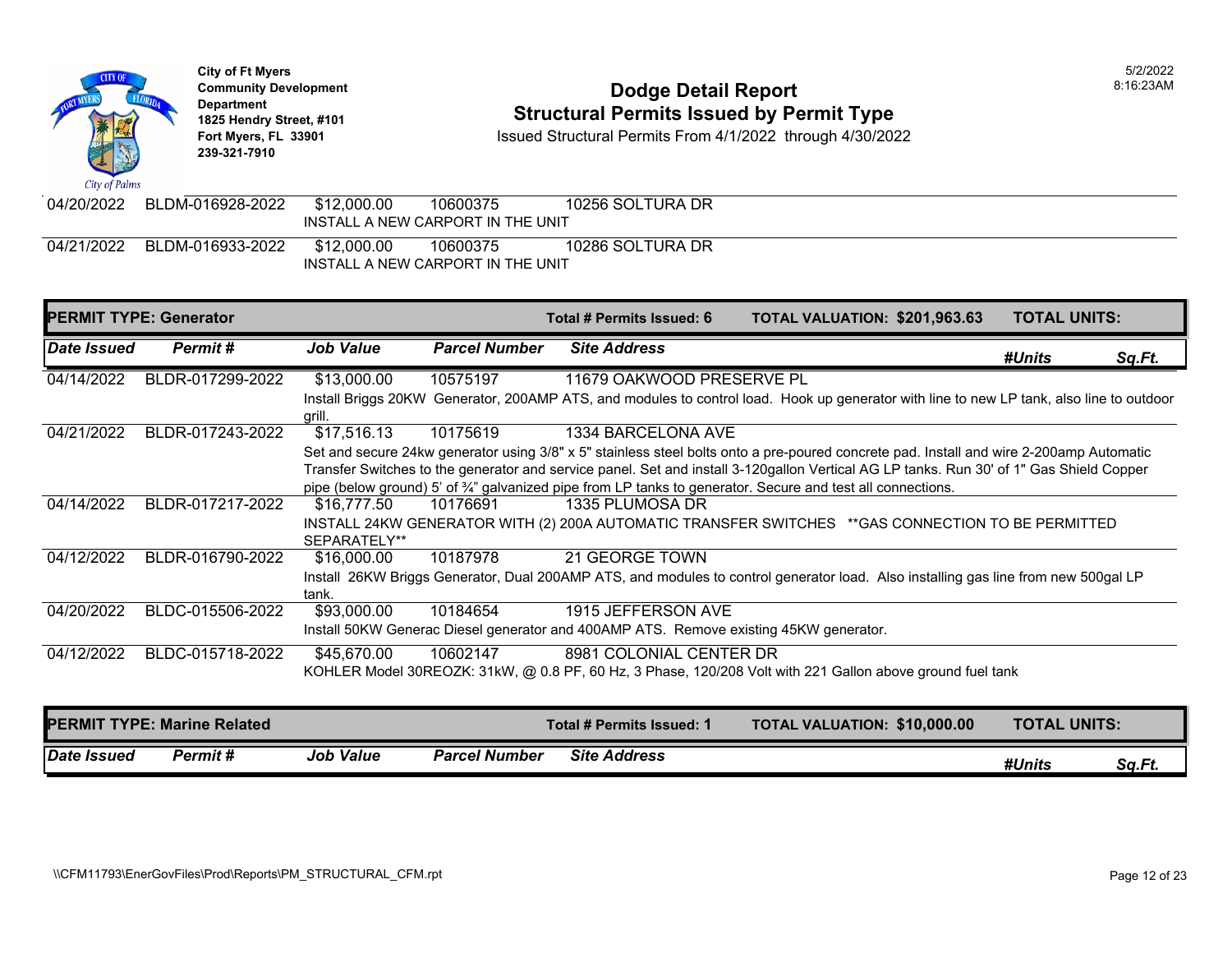**City of Ft Myers**
**Community Development Department**
**1825 Hendry Street, #101**
**Fort Myers, FL 33901**
**239-321-7910**

# Dodge Detail Report
## Structural Permits Issued by Permit Type

Issued Structural Permits From 4/1/2022 through 4/30/2022

5/2/2022
8:16:23AM

| Date Issued | Permit # | Job Value | Parcel Number | Site Address | #Units | Sq.Ft. |
|---|---|---|---|---|---|---|
| 04/20/2022 | BLDM-016928-2022 | $12,000.00 | 10600375 | 10256 SOLTURA DR | | |
| | | INSTALL A NEW CARPORT IN THE UNIT | | | | |
| 04/21/2022 | BLDM-016933-2022 | $12,000.00 | 10600375 | 10286 SOLTURA DR | | |
| | | INSTALL A NEW CARPORT IN THE UNIT | | | | |

**PERMIT TYPE: Generator** — **Total # Permits Issued: 6** — **TOTAL VALUATION: $201,963.63** — **TOTAL UNITS:**

| Date Issued | Permit # | Job Value | Parcel Number | Site Address | #Units | Sq.Ft. |
|---|---|---|---|---|---|---|
| 04/14/2022 | BLDR-017299-2022 | $13,000.00 | 10575197 | 11679 OAKWOOD PRESERVE PL | | |
| | | Install Briggs 20KW Generator, 200AMP ATS, and modules to control load. Hook up generator with line to new LP tank, also line to outdoor grill. | | | | |
| 04/21/2022 | BLDR-017243-2022 | $17,516.13 | 10175619 | 1334 BARCELONA AVE | | |
| | | Set and secure 24kw generator using 3/8" x 5" stainless steel bolts onto a pre-poured concrete pad. Install and wire 2-200amp Automatic Transfer Switches to the generator and service panel. Set and install 3-120gallon Vertical AG LP tanks. Run 30' of 1" Gas Shield Copper pipe (below ground) 5' of ¾" galvanized pipe from LP tanks to generator. Secure and test all connections. | | | | |
| 04/14/2022 | BLDR-017217-2022 | $16,777.50 | 10176691 | 1335 PLUMOSA DR | | |
| | | INSTALL 24KW GENERATOR WITH (2) 200A AUTOMATIC TRANSFER SWITCHES **GAS CONNECTION TO BE PERMITTED SEPARATELY** | | | | |
| 04/12/2022 | BLDR-016790-2022 | $16,000.00 | 10187978 | 21 GEORGE TOWN | | |
| | | Install 26KW Briggs Generator, Dual 200AMP ATS, and modules to control generator load. Also installing gas line from new 500gal LP tank. | | | | |
| 04/20/2022 | BLDC-015506-2022 | $93,000.00 | 10184654 | 1915 JEFFERSON AVE | | |
| | | Install 50KW Generac Diesel generator and 400AMP ATS. Remove existing 45KW generator. | | | | |
| 04/12/2022 | BLDC-015718-2022 | $45,670.00 | 10602147 | 8981 COLONIAL CENTER DR | | |
| | | KOHLER Model 30REOZK: 31kW, @ 0.8 PF, 60 Hz, 3 Phase, 120/208 Volt with 221 Gallon above ground fuel tank | | | | |

**PERMIT TYPE: Marine Related** — **Total # Permits Issued: 1** — **TOTAL VALUATION: $10,000.00** — **TOTAL UNITS:**

| Date Issued | Permit # | Job Value | Parcel Number | Site Address | #Units | Sq.Ft. |
|---|---|---|---|---|---|---|

\\CFM11793\EnerGovFiles\Prod\Reports\PM_STRUCTURAL_CFM.rpt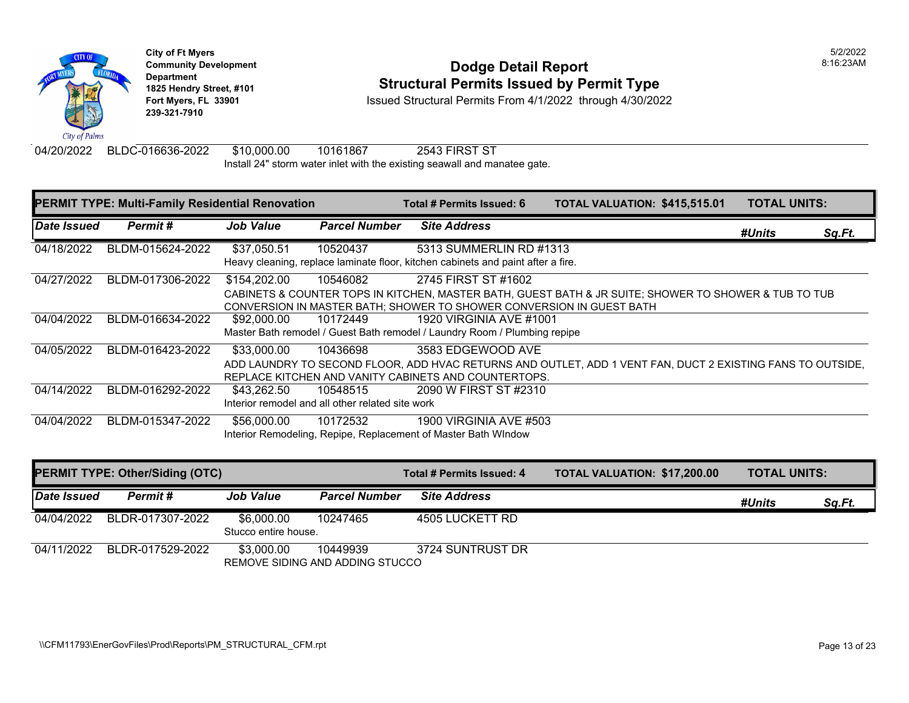City of Ft Myers
Community Development Department
1825 Hendry Street, #101
Fort Myers, FL 33901
239-321-7910

# Dodge Detail Report
## Structural Permits Issued by Permit Type

Issued Structural Permits From 4/1/2022 through 4/30/2022

5/2/2022
8:16:23AM

| Date Issued | Permit # | Job Value | Parcel Number | Site Address | #Units | Sq.Ft. |
|---|---|---|---|---|---|---|
| 04/20/2022 | BLDC-016636-2022 | $10,000.00 | 10161867 | 2543 FIRST ST | | |
| | | Install 24" storm water inlet with the existing seawall and manatee gate. | | | | |

### PERMIT TYPE: Multi-Family Residential Renovation — Total # Permits Issued: 6 — TOTAL VALUATION: $415,515.01 — TOTAL UNITS:

| Date Issued | Permit # | Job Value | Parcel Number | Site Address | #Units | Sq.Ft. |
|---|---|---|---|---|---|---|
| 04/18/2022 | BLDM-015624-2022 | $37,050.51 | 10520437 | 5313 SUMMERLIN RD #1313 | | |
| | | Heavy cleaning, replace laminate floor, kitchen cabinets and paint after a fire. | | | | |
| 04/27/2022 | BLDM-017306-2022 | $154,202.00 | 10546082 | 2745 FIRST ST #1602 | | |
| | | CABINETS & COUNTER TOPS IN KITCHEN, MASTER BATH, GUEST BATH & JR SUITE; SHOWER TO SHOWER & TUB TO TUB CONVERSION IN MASTER BATH; SHOWER TO SHOWER CONVERSION IN GUEST BATH | | | | |
| 04/04/2022 | BLDM-016634-2022 | $92,000.00 | 10172449 | 1920 VIRGINIA AVE #1001 | | |
| | | Master Bath remodel / Guest Bath remodel / Laundry Room / Plumbing repipe | | | | |
| 04/05/2022 | BLDM-016423-2022 | $33,000.00 | 10436698 | 3583 EDGEWOOD AVE | | |
| | | ADD LAUNDRY TO SECOND FLOOR, ADD HVAC RETURNS AND OUTLET, ADD 1 VENT FAN, DUCT 2 EXISTING FANS TO OUTSIDE, REPLACE KITCHEN AND VANITY CABINETS AND COUNTERTOPS. | | | | |
| 04/14/2022 | BLDM-016292-2022 | $43,262.50 | 10548515 | 2090 W FIRST ST #2310 | | |
| | | Interior remodel and all other related site work | | | | |
| 04/04/2022 | BLDM-015347-2022 | $56,000.00 | 10172532 | 1900 VIRGINIA AVE #503 | | |
| | | Interior Remodeling, Repipe, Replacement of Master Bath WIndow | | | | |

### PERMIT TYPE: Other/Siding (OTC) — Total # Permits Issued: 4 — TOTAL VALUATION: $17,200.00 — TOTAL UNITS:

| Date Issued | Permit # | Job Value | Parcel Number | Site Address | #Units | Sq.Ft. |
|---|---|---|---|---|---|---|
| 04/04/2022 | BLDR-017307-2022 | $6,000.00 | 10247465 | 4505 LUCKETT RD | | |
| | | Stucco entire house. | | | | |
| 04/11/2022 | BLDR-017529-2022 | $3,000.00 | 10449939 | 3724 SUNTRUST DR | | |
| | | REMOVE SIDING AND ADDING STUCCO | | | | |

\\CFM11793\EnerGovFiles\Prod\Reports\PM_STRUCTURAL_CFM.rpt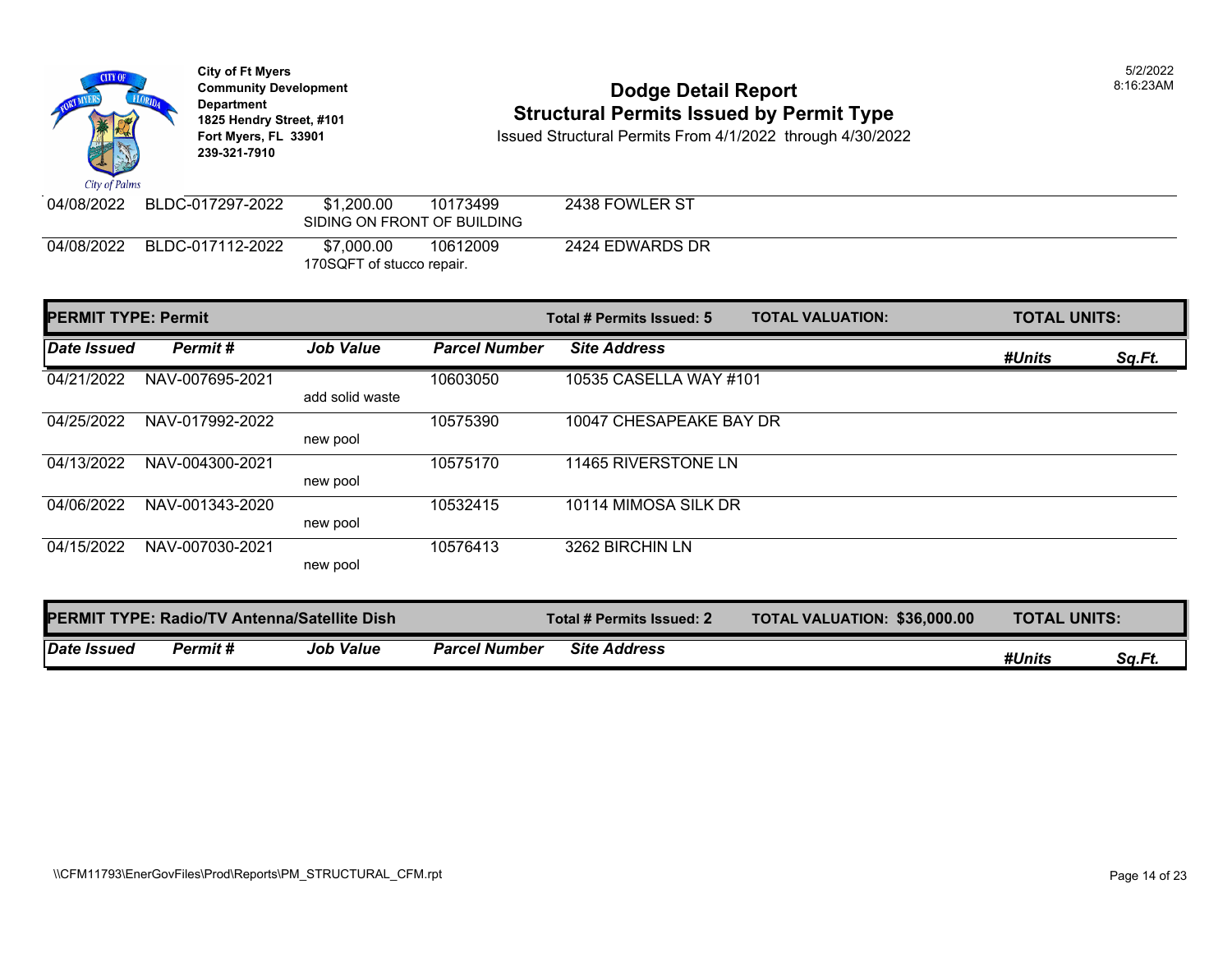**City of Ft Myers**
**Community Development Department**
**1825 Hendry Street, #101**
**Fort Myers, FL 33901**
**239-321-7910**

# Dodge Detail Report
## Structural Permits Issued by Permit Type

Issued Structural Permits From 4/1/2022 through 4/30/2022

5/2/2022
8:16:23AM

| Date Issued | Permit # | Job Value | Parcel Number | Site Address |
|---|---|---|---|---|
| 04/08/2022 | BLDC-017297-2022 | $1,200.00 | 10173499 | 2438 FOWLER ST |
| | | SIDING ON FRONT OF BUILDING | | |
| 04/08/2022 | BLDC-017112-2022 | $7,000.00 | 10612009 | 2424 EDWARDS DR |
| | | 170SQFT of stucco repair. | | |

**PERMIT TYPE: Permit** — **Total # Permits Issued: 5** — **TOTAL VALUATION:** — **TOTAL UNITS:**

| Date Issued | Permit # | Job Value | Parcel Number | Site Address | #Units | Sq.Ft. |
|---|---|---|---|---|---|---|
| 04/21/2022 | NAV-007695-2021 | | 10603050 | 10535 CASELLA WAY #101 | | |
| | | add solid waste | | | | |
| 04/25/2022 | NAV-017992-2022 | | 10575390 | 10047 CHESAPEAKE BAY DR | | |
| | | new pool | | | | |
| 04/13/2022 | NAV-004300-2021 | | 10575170 | 11465 RIVERSTONE LN | | |
| | | new pool | | | | |
| 04/06/2022 | NAV-001343-2020 | | 10532415 | 10114 MIMOSA SILK DR | | |
| | | new pool | | | | |
| 04/15/2022 | NAV-007030-2021 | | 10576413 | 3262 BIRCHIN LN | | |
| | | new pool | | | | |

**PERMIT TYPE: Radio/TV Antenna/Satellite Dish** — **Total # Permits Issued: 2** — **TOTAL VALUATION: $36,000.00** — **TOTAL UNITS:**

| Date Issued | Permit # | Job Value | Parcel Number | Site Address | #Units | Sq.Ft. |
|---|---|---|---|---|---|---|

\\CFM11793\EnerGovFiles\Prod\Reports\PM_STRUCTURAL_CFM.rpt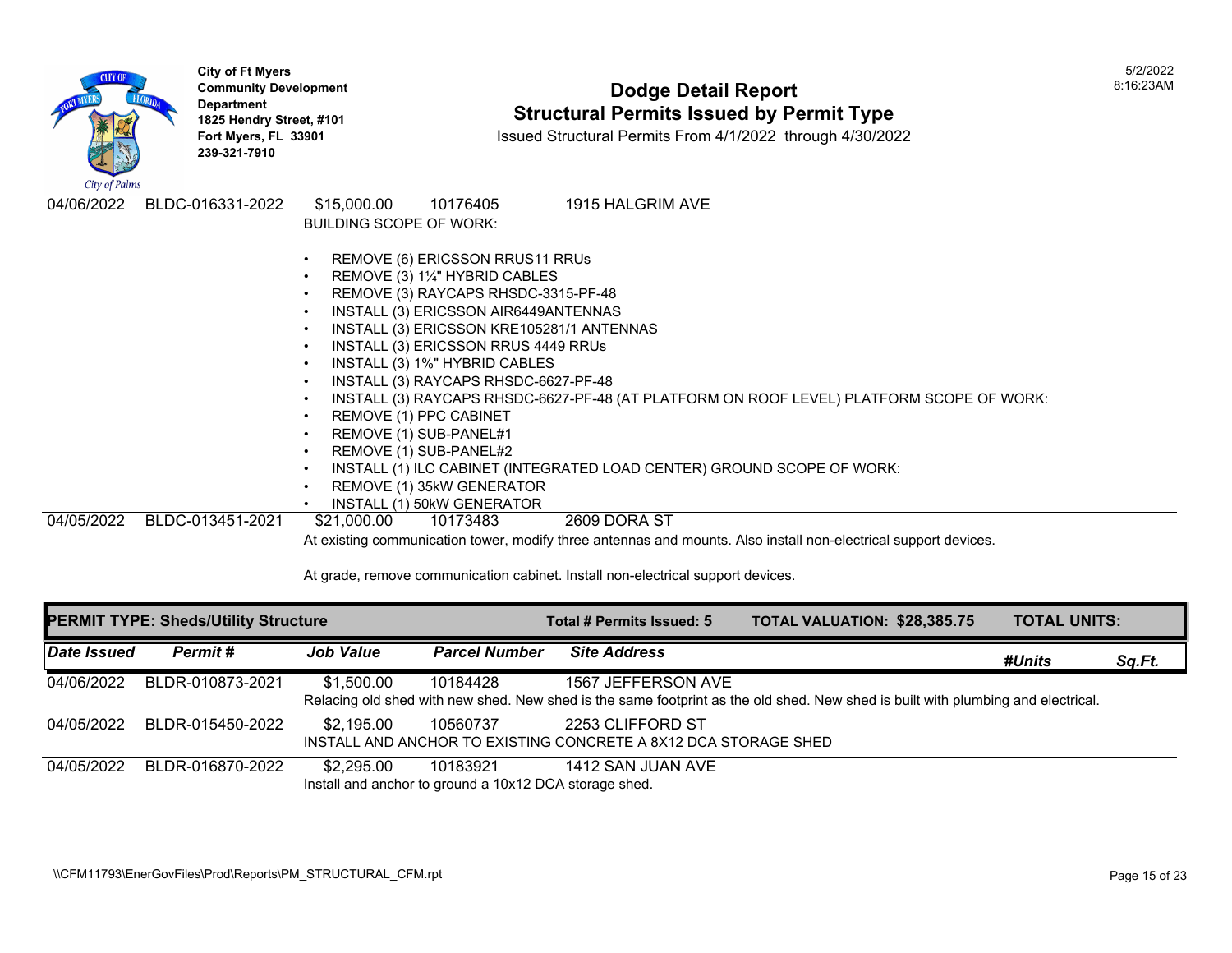City of Ft Myers
Community Development Department
1825 Hendry Street, #101
Fort Myers, FL 33901
239-321-7910

# Dodge Detail Report
## Structural Permits Issued by Permit Type

Issued Structural Permits From 4/1/2022 through 4/30/2022

5/2/2022
8:16:23AM

| Date Issued | Permit # | Job Value | Parcel Number | Site Address |
|---|---|---|---|---|
| 04/06/2022 | BLDC-016331-2022 | $15,000.00 | 10176405 | 1915 HALGRIM AVE |

BUILDING SCOPE OF WORK:

- REMOVE (6) ERICSSON RRUS11 RRUs
- REMOVE (3) 1¼" HYBRID CABLES
- REMOVE (3) RAYCAPS RHSDC-3315-PF-48
- INSTALL (3) ERICSSON AIR6449ANTENNAS
- INSTALL (3) ERICSSON KRE105281/1 ANTENNAS
- INSTALL (3) ERICSSON RRUS 4449 RRUs
- INSTALL (3) 1⅝" HYBRID CABLES
- INSTALL (3) RAYCAPS RHSDC-6627-PF-48
- INSTALL (3) RAYCAPS RHSDC-6627-PF-48 (AT PLATFORM ON ROOF LEVEL) PLATFORM SCOPE OF WORK:
- REMOVE (1) PPC CABINET
- REMOVE (1) SUB-PANEL#1
- REMOVE (1) SUB-PANEL#2
- INSTALL (1) ILC CABINET (INTEGRATED LOAD CENTER) GROUND SCOPE OF WORK:
- REMOVE (1) 35kW GENERATOR
- INSTALL (1) 50kW GENERATOR

| Date Issued | Permit # | Job Value | Parcel Number | Site Address |
|---|---|---|---|---|
| 04/05/2022 | BLDC-013451-2021 | $21,000.00 | 10173483 | 2609 DORA ST |

At existing communication tower, modify three antennas and mounts. Also install non-electrical support devices.

At grade, remove communication cabinet. Install non-electrical support devices.

**PERMIT TYPE: Sheds/Utility Structure** — **Total # Permits Issued: 5** — **TOTAL VALUATION: $28,385.75** — **TOTAL UNITS:**

| Date Issued | Permit # | Job Value | Parcel Number | Site Address | #Units | Sq.Ft. |
|---|---|---|---|---|---|---|
| 04/06/2022 | BLDR-010873-2021 | $1,500.00 | 10184428 | 1567 JEFFERSON AVE | | |
| | Relacing old shed with new shed. New shed is the same footprint as the old shed. New shed is built with plumbing and electrical. | | | | | |
| 04/05/2022 | BLDR-015450-2022 | $2,195.00 | 10560737 | 2253 CLIFFORD ST | | |
| | INSTALL AND ANCHOR TO EXISTING CONCRETE A 8X12 DCA STORAGE SHED | | | | | |
| 04/05/2022 | BLDR-016870-2022 | $2,295.00 | 10183921 | 1412 SAN JUAN AVE | | |
| | Install and anchor to ground a 10x12 DCA storage shed. | | | | | |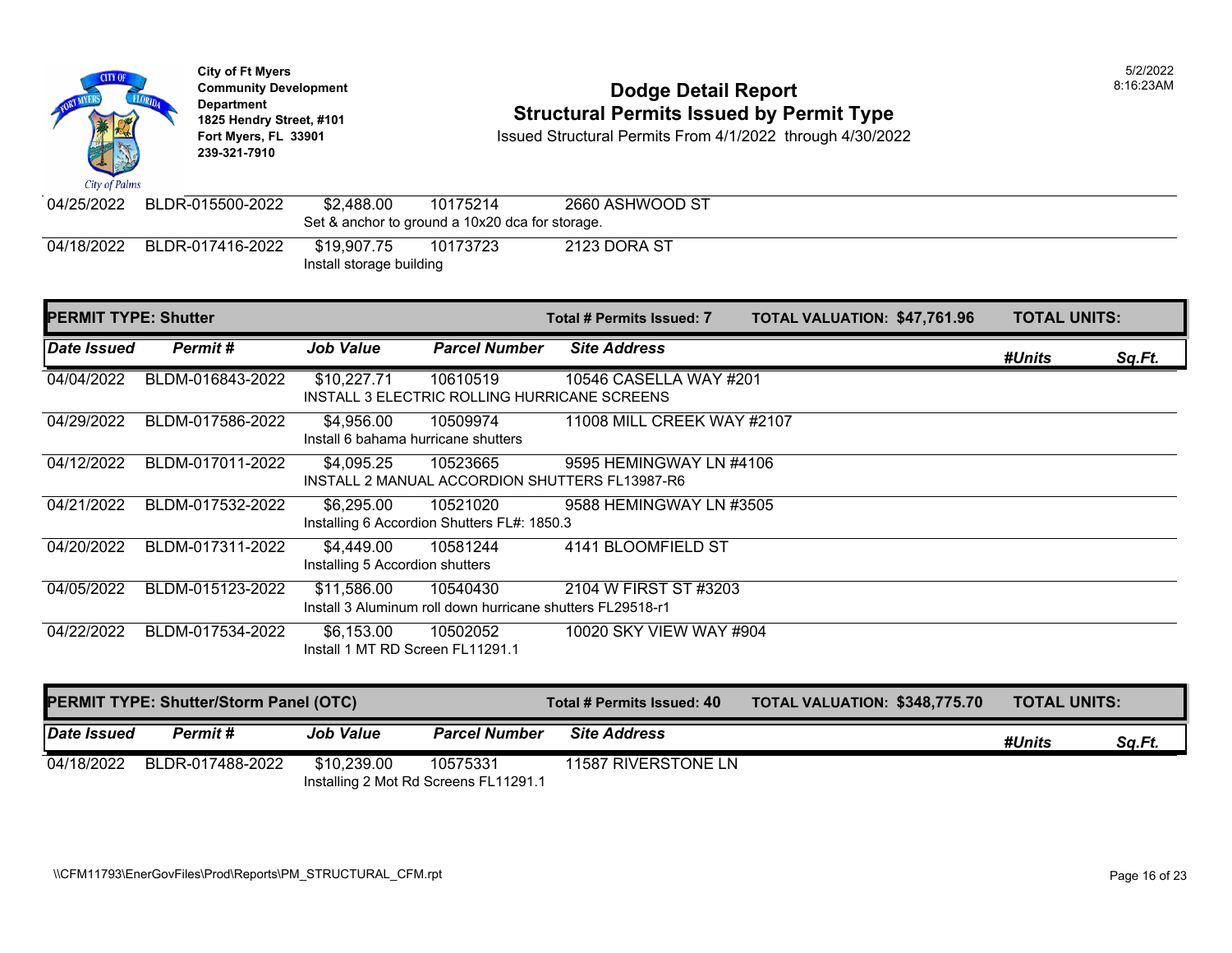City of Ft Myers
Community Development Department
1825 Hendry Street, #101
Fort Myers, FL 33901
239-321-7910

# Dodge Detail Report
## Structural Permits Issued by Permit Type

Issued Structural Permits From 4/1/2022 through 4/30/2022

5/2/2022
8:16:23AM

| Date Issued | Permit # | Job Value | Parcel Number | Site Address | #Units | Sq.Ft. |
|---|---|---|---|---|---|---|
| 04/25/2022 | BLDR-015500-2022 | $2,488.00 | 10175214 | 2660 ASHWOOD ST | | |
| | | Set & anchor to ground a 10x20 dca for storage. | | | | |
| 04/18/2022 | BLDR-017416-2022 | $19,907.75 | 10173723 | 2123 DORA ST | | |
| | | Install storage building | | | | |

**PERMIT TYPE: Shutter** — Total # Permits Issued: 7 — TOTAL VALUATION: $47,761.96 — TOTAL UNITS:

| Date Issued | Permit # | Job Value | Parcel Number | Site Address | #Units | Sq.Ft. |
|---|---|---|---|---|---|---|
| 04/04/2022 | BLDM-016843-2022 | $10,227.71 | 10610519 | 10546 CASELLA WAY #201 | | |
| | | INSTALL 3 ELECTRIC ROLLING HURRICANE SCREENS | | | | |
| 04/29/2022 | BLDM-017586-2022 | $4,956.00 | 10509974 | 11008 MILL CREEK WAY #2107 | | |
| | | Install 6 bahama hurricane shutters | | | | |
| 04/12/2022 | BLDM-017011-2022 | $4,095.25 | 10523665 | 9595 HEMINGWAY LN #4106 | | |
| | | INSTALL 2 MANUAL ACCORDION SHUTTERS FL13987-R6 | | | | |
| 04/21/2022 | BLDM-017532-2022 | $6,295.00 | 10521020 | 9588 HEMINGWAY LN #3505 | | |
| | | Installing 6 Accordion Shutters FL#: 1850.3 | | | | |
| 04/20/2022 | BLDM-017311-2022 | $4,449.00 | 10581244 | 4141 BLOOMFIELD ST | | |
| | | Installing 5 Accordion shutters | | | | |
| 04/05/2022 | BLDM-015123-2022 | $11,586.00 | 10540430 | 2104 W FIRST ST #3203 | | |
| | | Install 3 Aluminum roll down hurricane shutters FL29518-r1 | | | | |
| 04/22/2022 | BLDM-017534-2022 | $6,153.00 | 10502052 | 10020 SKY VIEW WAY #904 | | |
| | | Install 1 MT RD Screen FL11291.1 | | | | |

**PERMIT TYPE: Shutter/Storm Panel (OTC)** — Total # Permits Issued: 40 — TOTAL VALUATION: $348,775.70 — TOTAL UNITS:

| Date Issued | Permit # | Job Value | Parcel Number | Site Address | #Units | Sq.Ft. |
|---|---|---|---|---|---|---|
| 04/18/2022 | BLDR-017488-2022 | $10,239.00 | 10575331 | 11587 RIVERSTONE LN | | |
| | | Installing 2 Mot Rd Screens FL11291.1 | | | | |

\\CFM11793\EnerGovFiles\Prod\Reports\PM_STRUCTURAL_CFM.rpt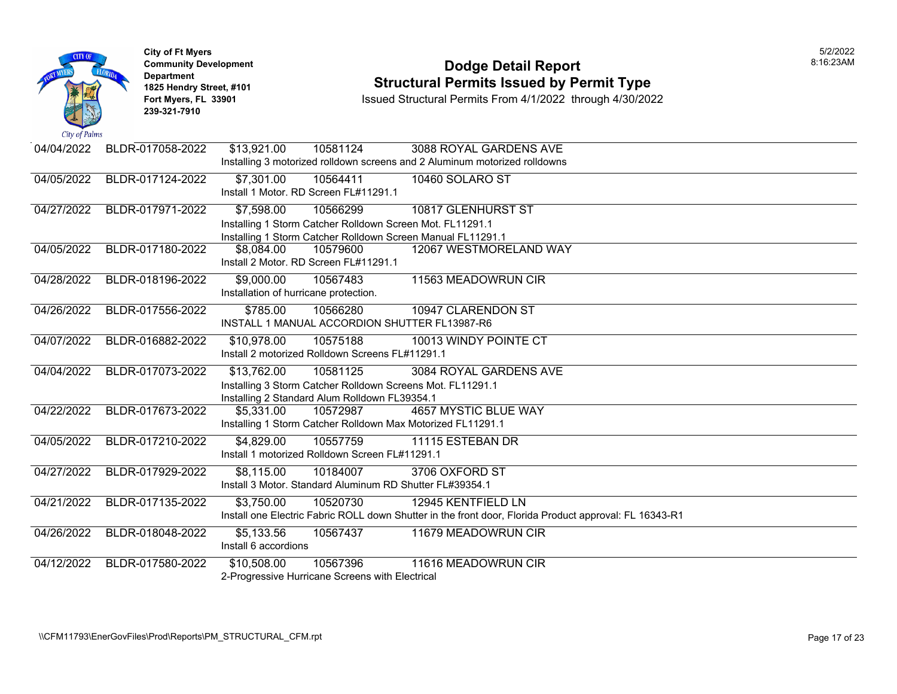City of Ft Myers
Community Development Department
1825 Hendry Street, #101
Fort Myers, FL 33901
239-321-7910

# Dodge Detail Report
## Structural Permits Issued by Permit Type

Issued Structural Permits From 4/1/2022 through 4/30/2022

5/2/2022
8:16:23AM

| Date | Permit Number | Valuation | Parcel | Address / Description |
|---|---|---|---|---|
| 04/04/2022 | BLDR-017058-2022 | $13,921.00 | 10581124 | 3088 ROYAL GARDENS AVE |
| | | | | Installing 3 motorized rolldown screens and 2 Aluminum motorized rolldowns |
| 04/05/2022 | BLDR-017124-2022 | $7,301.00 | 10564411 | 10460 SOLARO ST |
| | | | | Install 1 Motor. RD Screen FL#11291.1 |
| 04/27/2022 | BLDR-017971-2022 | $7,598.00 | 10566299 | 10817 GLENHURST ST |
| | | | | Installing 1 Storm Catcher Rolldown Screen Mot. FL11291.1 Installing 1 Storm Catcher Rolldown Screen Manual FL11291.1 |
| 04/05/2022 | BLDR-017180-2022 | $8,084.00 | 10579600 | 12067 WESTMORELAND WAY |
| | | | | Install 2 Motor. RD Screen FL#11291.1 |
| 04/28/2022 | BLDR-018196-2022 | $9,000.00 | 10567483 | 11563 MEADOWRUN CIR |
| | | | | Installation of hurricane protection. |
| 04/26/2022 | BLDR-017556-2022 | $785.00 | 10566280 | 10947 CLARENDON ST |
| | | | | INSTALL 1 MANUAL ACCORDION SHUTTER FL13987-R6 |
| 04/07/2022 | BLDR-016882-2022 | $10,978.00 | 10575188 | 10013 WINDY POINTE CT |
| | | | | Install 2 motorized Rolldown Screens FL#11291.1 |
| 04/04/2022 | BLDR-017073-2022 | $13,762.00 | 10581125 | 3084 ROYAL GARDENS AVE |
| | | | | Installing 3 Storm Catcher Rolldown Screens Mot. FL11291.1 Installing 2 Standard Alum Rolldown FL39354.1 |
| 04/22/2022 | BLDR-017673-2022 | $5,331.00 | 10572987 | 4657 MYSTIC BLUE WAY |
| | | | | Installing 1 Storm Catcher Rolldown Max Motorized FL11291.1 |
| 04/05/2022 | BLDR-017210-2022 | $4,829.00 | 10557759 | 11115 ESTEBAN DR |
| | | | | Install 1 motorized Rolldown Screen FL#11291.1 |
| 04/27/2022 | BLDR-017929-2022 | $8,115.00 | 10184007 | 3706 OXFORD ST |
| | | | | Install 3 Motor. Standard Aluminum RD Shutter FL#39354.1 |
| 04/21/2022 | BLDR-017135-2022 | $3,750.00 | 10520730 | 12945 KENTFIELD LN |
| | | | | Install one Electric Fabric ROLL down Shutter in the front door, Florida Product approval: FL 16343-R1 |
| 04/26/2022 | BLDR-018048-2022 | $5,133.56 | 10567437 | 11679 MEADOWRUN CIR |
| | | | | Install 6 accordions |
| 04/12/2022 | BLDR-017580-2022 | $10,508.00 | 10567396 | 11616 MEADOWRUN CIR |
| | | | | 2-Progressive Hurricane Screens with Electrical |

\\CFM11793\EnerGovFiles\Prod\Reports\PM_STRUCTURAL_CFM.rpt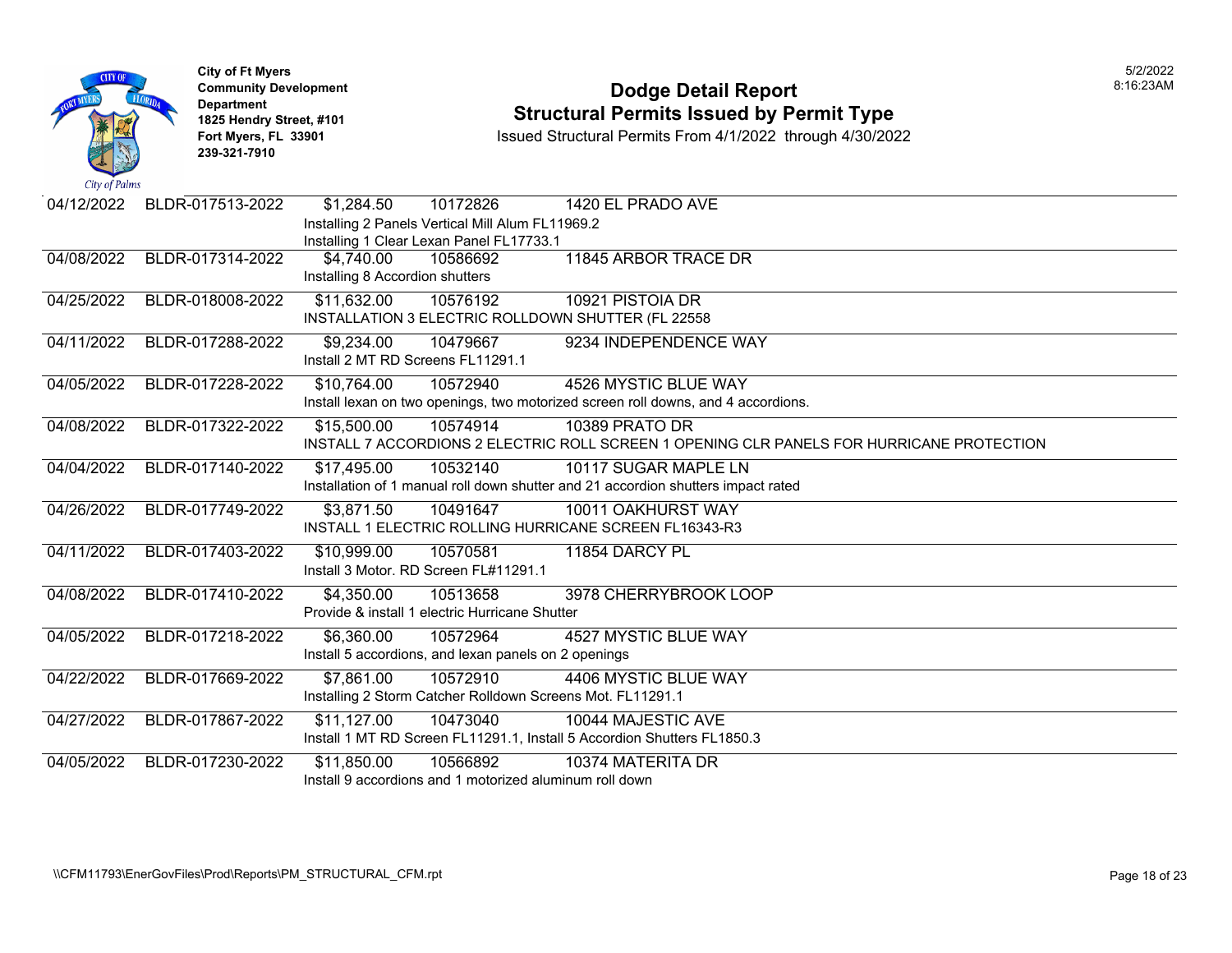City of Ft Myers
Community Development Department
1825 Hendry Street, #101
Fort Myers, FL 33901
239-321-7910

# Dodge Detail Report
## Structural Permits Issued by Permit Type

Issued Structural Permits From 4/1/2022 through 4/30/2022

5/2/2022
8:16:23AM

| Date | Permit # | Value | Parcel | Address / Description |
|---|---|---|---|---|
| 04/12/2022 | BLDR-017513-2022 | $1,284.50 | 10172826 | 1420 EL PRADO AVE |
| | | | | Installing 2 Panels Vertical Mill Alum FL11969.2<br>Installing 1 Clear Lexan Panel FL17733.1 |
| 04/08/2022 | BLDR-017314-2022 | $4,740.00 | 10586692 | 11845 ARBOR TRACE DR |
| | | | | Installing 8 Accordion shutters |
| 04/25/2022 | BLDR-018008-2022 | $11,632.00 | 10576192 | 10921 PISTOIA DR |
| | | | | INSTALLATION 3 ELECTRIC ROLLDOWN SHUTTER (FL 22558 |
| 04/11/2022 | BLDR-017288-2022 | $9,234.00 | 10479667 | 9234 INDEPENDENCE WAY |
| | | | | Install 2 MT RD Screens FL11291.1 |
| 04/05/2022 | BLDR-017228-2022 | $10,764.00 | 10572940 | 4526 MYSTIC BLUE WAY |
| | | | | Install lexan on two openings, two motorized screen roll downs, and 4 accordions. |
| 04/08/2022 | BLDR-017322-2022 | $15,500.00 | 10574914 | 10389 PRATO DR |
| | | | | INSTALL 7 ACCORDIONS 2 ELECTRIC ROLL SCREEN 1 OPENING CLR PANELS FOR HURRICANE PROTECTION |
| 04/04/2022 | BLDR-017140-2022 | $17,495.00 | 10532140 | 10117 SUGAR MAPLE LN |
| | | | | Installation of 1 manual roll down shutter and 21 accordion shutters impact rated |
| 04/26/2022 | BLDR-017749-2022 | $3,871.50 | 10491647 | 10011 OAKHURST WAY |
| | | | | INSTALL 1 ELECTRIC ROLLING HURRICANE SCREEN FL16343-R3 |
| 04/11/2022 | BLDR-017403-2022 | $10,999.00 | 10570581 | 11854 DARCY PL |
| | | | | Install 3 Motor. RD Screen FL#11291.1 |
| 04/08/2022 | BLDR-017410-2022 | $4,350.00 | 10513658 | 3978 CHERRYBROOK LOOP |
| | | | | Provide & install 1 electric Hurricane Shutter |
| 04/05/2022 | BLDR-017218-2022 | $6,360.00 | 10572964 | 4527 MYSTIC BLUE WAY |
| | | | | Install 5 accordions, and lexan panels on 2 openings |
| 04/22/2022 | BLDR-017669-2022 | $7,861.00 | 10572910 | 4406 MYSTIC BLUE WAY |
| | | | | Installing 2 Storm Catcher Rolldown Screens Mot. FL11291.1 |
| 04/27/2022 | BLDR-017867-2022 | $11,127.00 | 10473040 | 10044 MAJESTIC AVE |
| | | | | Install 1 MT RD Screen FL11291.1, Install 5 Accordion Shutters FL1850.3 |
| 04/05/2022 | BLDR-017230-2022 | $11,850.00 | 10566892 | 10374 MATERITA DR |
| | | | | Install 9 accordions and 1 motorized aluminum roll down |

\\CFM11793\EnerGovFiles\Prod\Reports\PM_STRUCTURAL_CFM.rpt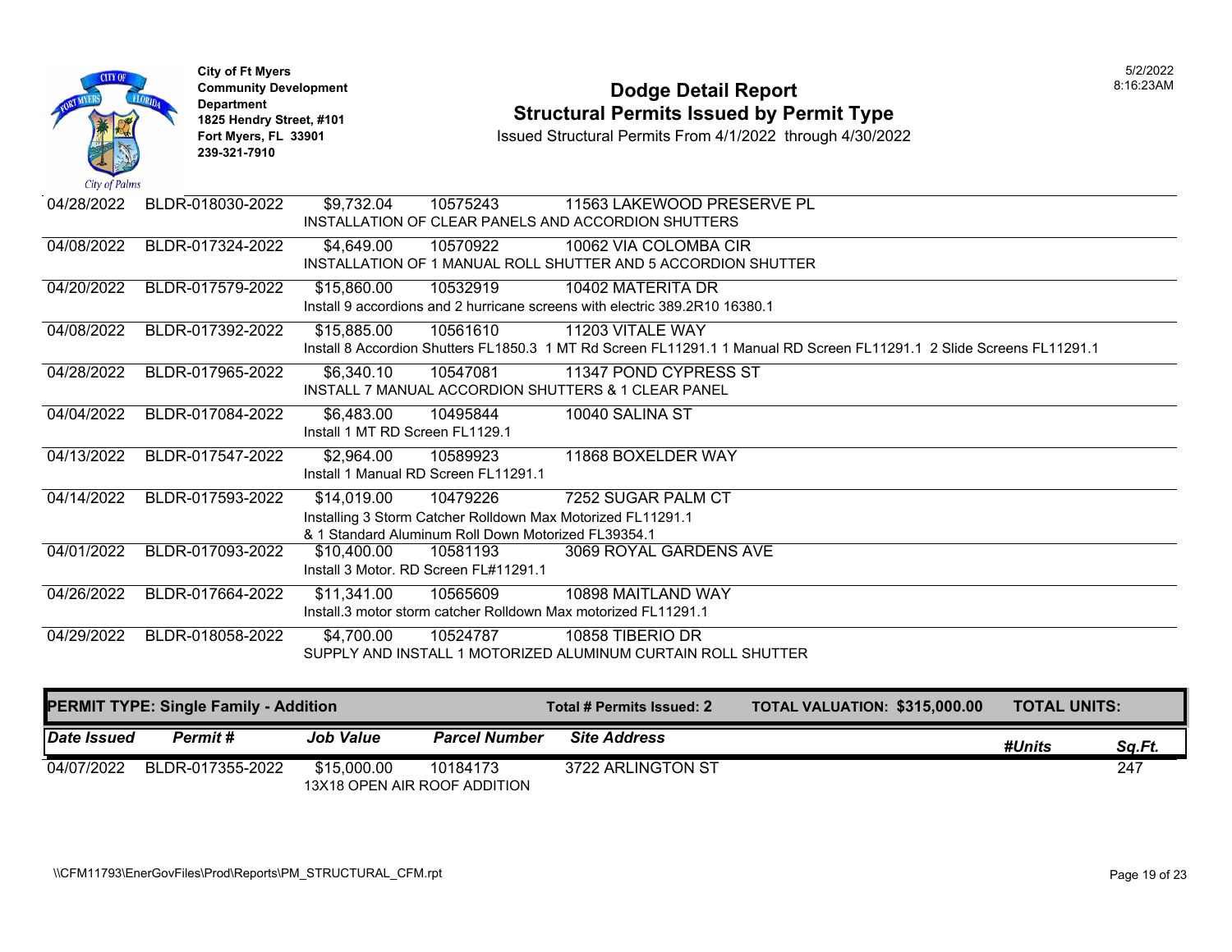City of Ft Myers
Community Development Department
1825 Hendry Street, #101
Fort Myers, FL 33901
239-321-7910

# Dodge Detail Report
## Structural Permits Issued by Permit Type

Issued Structural Permits From 4/1/2022 through 4/30/2022

5/2/2022
8:16:23AM

| Date Issued | Permit # | Job Value | Parcel Number | Site Address | #Units | Sq.Ft. |
|---|---|---|---|---|---|---|
| 04/28/2022 | BLDR-018030-2022 | $9,732.04 | 10575243 | 11563 LAKEWOOD PRESERVE PL | | |
| | | INSTALLATION OF CLEAR PANELS AND ACCORDION SHUTTERS | | | | |
| 04/08/2022 | BLDR-017324-2022 | $4,649.00 | 10570922 | 10062 VIA COLOMBA CIR | | |
| | | INSTALLATION OF 1 MANUAL ROLL SHUTTER AND 5 ACCORDION SHUTTER | | | | |
| 04/20/2022 | BLDR-017579-2022 | $15,860.00 | 10532919 | 10402 MATERITA DR | | |
| | | Install 9 accordions and 2 hurricane screens with electric 389.2R10 16380.1 | | | | |
| 04/08/2022 | BLDR-017392-2022 | $15,885.00 | 10561610 | 11203 VITALE WAY | | |
| | | Install 8 Accordion Shutters FL1850.3 1 MT Rd Screen FL11291.1 1 Manual RD Screen FL11291.1 2 Slide Screens FL11291.1 | | | | |
| 04/28/2022 | BLDR-017965-2022 | $6,340.10 | 10547081 | 11347 POND CYPRESS ST | | |
| | | INSTALL 7 MANUAL ACCORDION SHUTTERS & 1 CLEAR PANEL | | | | |
| 04/04/2022 | BLDR-017084-2022 | $6,483.00 | 10495844 | 10040 SALINA ST | | |
| | | Install 1 MT RD Screen FL1129.1 | | | | |
| 04/13/2022 | BLDR-017547-2022 | $2,964.00 | 10589923 | 11868 BOXELDER WAY | | |
| | | Install 1 Manual RD Screen FL11291.1 | | | | |
| 04/14/2022 | BLDR-017593-2022 | $14,019.00 | 10479226 | 7252 SUGAR PALM CT | | |
| | | Installing 3 Storm Catcher Rolldown Max Motorized FL11291.1 & 1 Standard Aluminum Roll Down Motorized FL39354.1 | | | | |
| 04/01/2022 | BLDR-017093-2022 | $10,400.00 | 10581193 | 3069 ROYAL GARDENS AVE | | |
| | | Install 3 Motor. RD Screen FL#11291.1 | | | | |
| 04/26/2022 | BLDR-017664-2022 | $11,341.00 | 10565609 | 10898 MAITLAND WAY | | |
| | | Install.3 motor storm catcher Rolldown Max motorized FL11291.1 | | | | |
| 04/29/2022 | BLDR-018058-2022 | $4,700.00 | 10524787 | 10858 TIBERIO DR | | |
| | | SUPPLY AND INSTALL 1 MOTORIZED ALUMINUM CURTAIN ROLL SHUTTER | | | | |

**PERMIT TYPE: Single Family - Addition** | **Total # Permits Issued: 2** | **TOTAL VALUATION: $315,000.00** | **TOTAL UNITS:**

| *Date Issued* | *Permit #* | *Job Value* | *Parcel Number* | *Site Address* | *#Units* | *Sq.Ft.* |
|---|---|---|---|---|---|---|
| 04/07/2022 | BLDR-017355-2022 | $15,000.00 | 10184173 | 3722 ARLINGTON ST | | 247 |
| | | 13X18 OPEN AIR ROOF ADDITION | | | | |

\\CFM11793\EnerGovFiles\Prod\Reports\PM_STRUCTURAL_CFM.rpt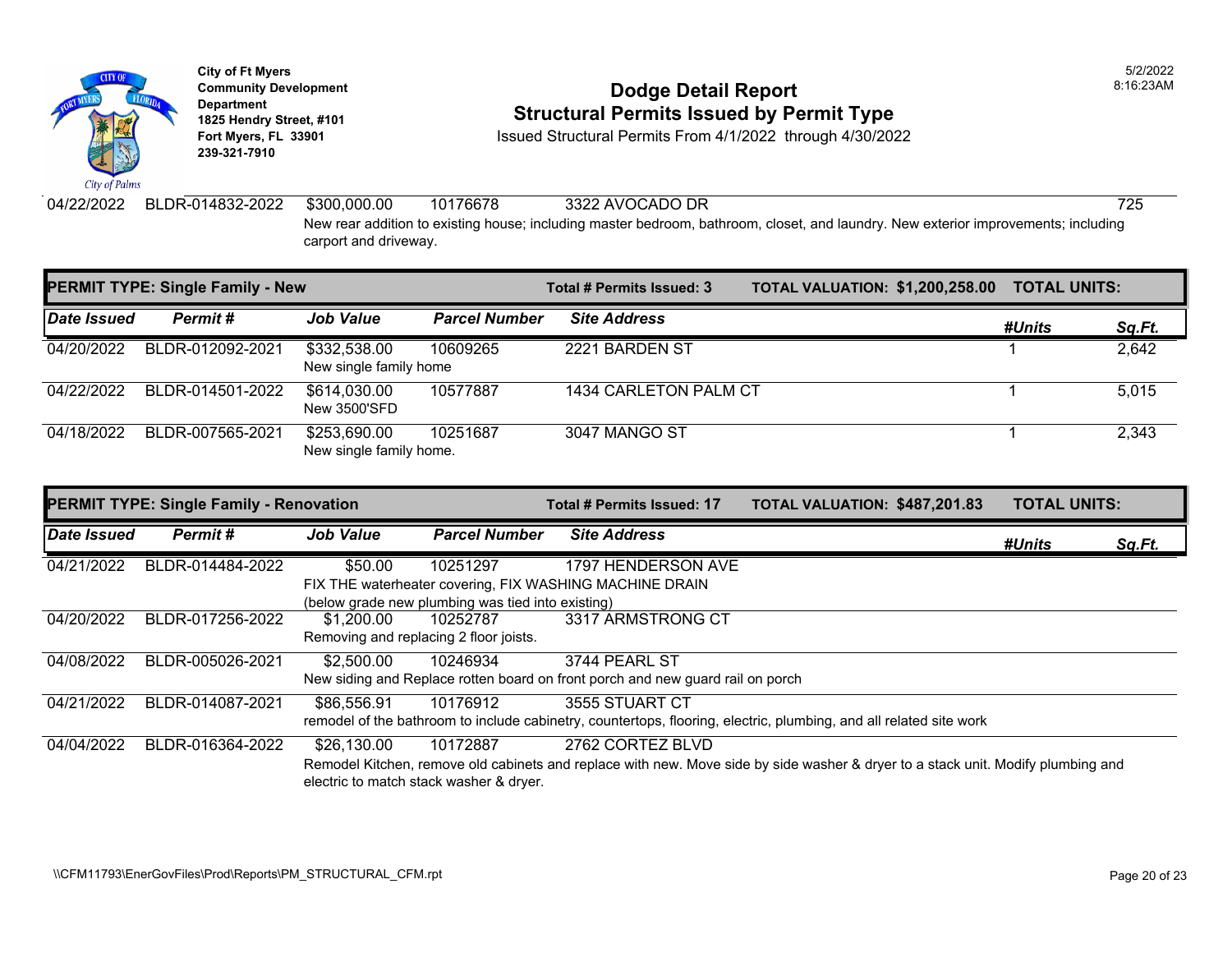| Date Issued | Permit # | Job Value | Parcel Number | Site Address | #Units | Sq.Ft. |
|---|---|---|---|---|---|---|
| 04/22/2022 | BLDR-014832-2022 | $300,000.00 | 10176678 | 3322 AVOCADO DR | | 725 |
| | | New rear addition to existing house; including master bedroom, bathroom, closet, and laundry. New exterior improvements; including carport and driveway. | | | | |

**PERMIT TYPE: Single Family - New** — Total # Permits Issued: 3 — TOTAL VALUATION: $1,200,258.00 — TOTAL UNITS:

| Date Issued | Permit # | Job Value | Parcel Number | Site Address | #Units | Sq.Ft. |
|---|---|---|---|---|---|---|
| 04/20/2022 | BLDR-012092-2021 | $332,538.00 | 10609265 | 2221 BARDEN ST | 1 | 2,642 |
| | | New single family home | | | | |
| 04/22/2022 | BLDR-014501-2022 | $614,030.00 | 10577887 | 1434 CARLETON PALM CT | 1 | 5,015 |
| | | New 3500'SFD | | | | |
| 04/18/2022 | BLDR-007565-2021 | $253,690.00 | 10251687 | 3047 MANGO ST | 1 | 2,343 |
| | | New single family home. | | | | |

**PERMIT TYPE: Single Family - Renovation** — Total # Permits Issued: 17 — TOTAL VALUATION: $487,201.83 — TOTAL UNITS:

| Date Issued | Permit # | Job Value | Parcel Number | Site Address | #Units | Sq.Ft. |
|---|---|---|---|---|---|---|
| 04/21/2022 | BLDR-014484-2022 | $50.00 | 10251297 | 1797 HENDERSON AVE | | |
| | | FIX THE waterheater covering, FIX WASHING MACHINE DRAIN (below grade new plumbing was tied into existing) | | | | |
| 04/20/2022 | BLDR-017256-2022 | $1,200.00 | 10252787 | 3317 ARMSTRONG CT | | |
| | | Removing and replacing 2 floor joists. | | | | |
| 04/08/2022 | BLDR-005026-2021 | $2,500.00 | 10246934 | 3744 PEARL ST | | |
| | | New siding and Replace rotten board on front porch and new guard rail on porch | | | | |
| 04/21/2022 | BLDR-014087-2021 | $86,556.91 | 10176912 | 3555 STUART CT | | |
| | | remodel of the bathroom to include cabinetry, countertops, flooring, electric, plumbing, and all related site work | | | | |
| 04/04/2022 | BLDR-016364-2022 | $26,130.00 | 10172887 | 2762 CORTEZ BLVD | | |
| | | Remodel Kitchen, remove old cabinets and replace with new. Move side by side washer & dryer to a stack unit. Modify plumbing and electric to match stack washer & dryer. | | | | |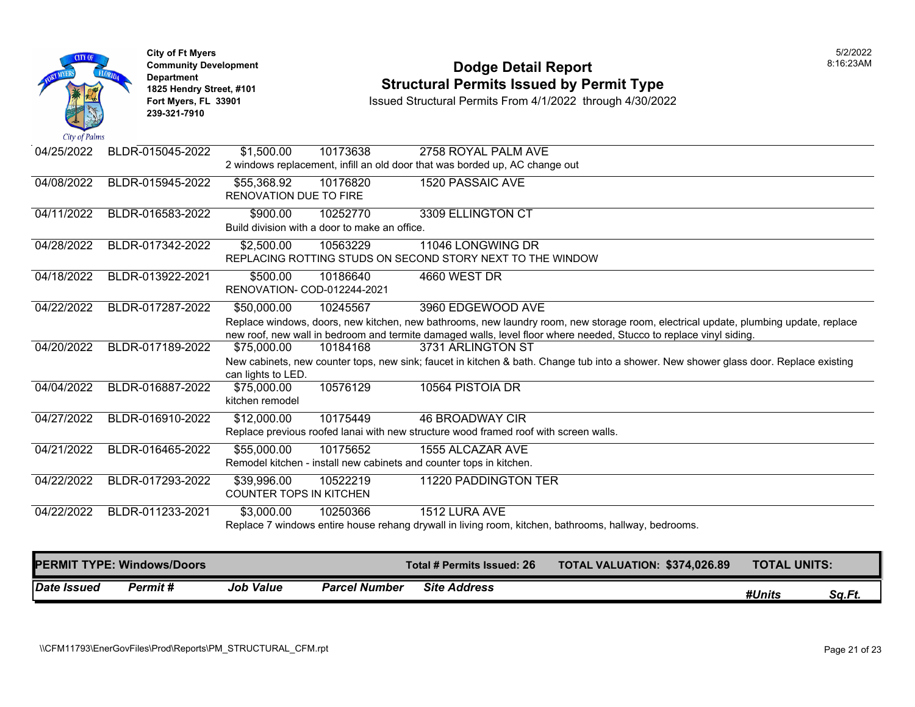City of Ft Myers
Community Development Department
1825 Hendry Street, #101
Fort Myers, FL 33901
239-321-7910

# Dodge Detail Report
## Structural Permits Issued by Permit Type

Issued Structural Permits From 4/1/2022 through 4/30/2022

5/2/2022
8:16:23AM

| Date Issued | Permit # | Job Value | Parcel Number | Site Address |
|---|---|---|---|---|
| 04/25/2022 | BLDR-015045-2022 | $1,500.00 | 10173638 | 2758 ROYAL PALM AVE |
| | | 2 windows replacement, infill an old door that was borded up, AC change out | | |
| 04/08/2022 | BLDR-015945-2022 | $55,368.92 | 10176820 | 1520 PASSAIC AVE |
| | | RENOVATION DUE TO FIRE | | |
| 04/11/2022 | BLDR-016583-2022 | $900.00 | 10252770 | 3309 ELLINGTON CT |
| | | Build division with a door to make an office. | | |
| 04/28/2022 | BLDR-017342-2022 | $2,500.00 | 10563229 | 11046 LONGWING DR |
| | | REPLACING ROTTING STUDS ON SECOND STORY NEXT TO THE WINDOW | | |
| 04/18/2022 | BLDR-013922-2021 | $500.00 | 10186640 | 4660 WEST DR |
| | | RENOVATION- COD-012244-2021 | | |
| 04/22/2022 | BLDR-017287-2022 | $50,000.00 | 10245567 | 3960 EDGEWOOD AVE |
| | | Replace windows, doors, new kitchen, new bathrooms, new laundry room, new storage room, electrical update, plumbing update, replace new roof, new wall in bedroom and termite damaged walls, level floor where needed, Stucco to replace vinyl siding. | | |
| 04/20/2022 | BLDR-017189-2022 | $75,000.00 | 10184168 | 3731 ARLINGTON ST |
| | | New cabinets, new counter tops, new sink; faucet in kitchen & bath. Change tub into a shower. New shower glass door. Replace existing can lights to LED. | | |
| 04/04/2022 | BLDR-016887-2022 | $75,000.00 | 10576129 | 10564 PISTOIA DR |
| | | kitchen remodel | | |
| 04/27/2022 | BLDR-016910-2022 | $12,000.00 | 10175449 | 46 BROADWAY CIR |
| | | Replace previous roofed lanai with new structure wood framed roof with screen walls. | | |
| 04/21/2022 | BLDR-016465-2022 | $55,000.00 | 10175652 | 1555 ALCAZAR AVE |
| | | Remodel kitchen - install new cabinets and counter tops in kitchen. | | |
| 04/22/2022 | BLDR-017293-2022 | $39,996.00 | 10522219 | 11220 PADDINGTON TER |
| | | COUNTER TOPS IN KITCHEN | | |
| 04/22/2022 | BLDR-011233-2021 | $3,000.00 | 10250366 | 1512 LURA AVE |
| | | Replace 7 windows entire house rehang drywall in living room, kitchen, bathrooms, hallway, bedrooms. | | |

**PERMIT TYPE: Windows/Doors** | **Total # Permits Issued: 26** | **TOTAL VALUATION: $374,026.89** | **TOTAL UNITS:**

| *Date Issued* | *Permit #* | *Job Value* | *Parcel Number* | *Site Address* | *#Units* | *Sq.Ft.* |
|---|---|---|---|---|---|---|

\\CFM11793\EnerGovFiles\Prod\Reports\PM_STRUCTURAL_CFM.rpt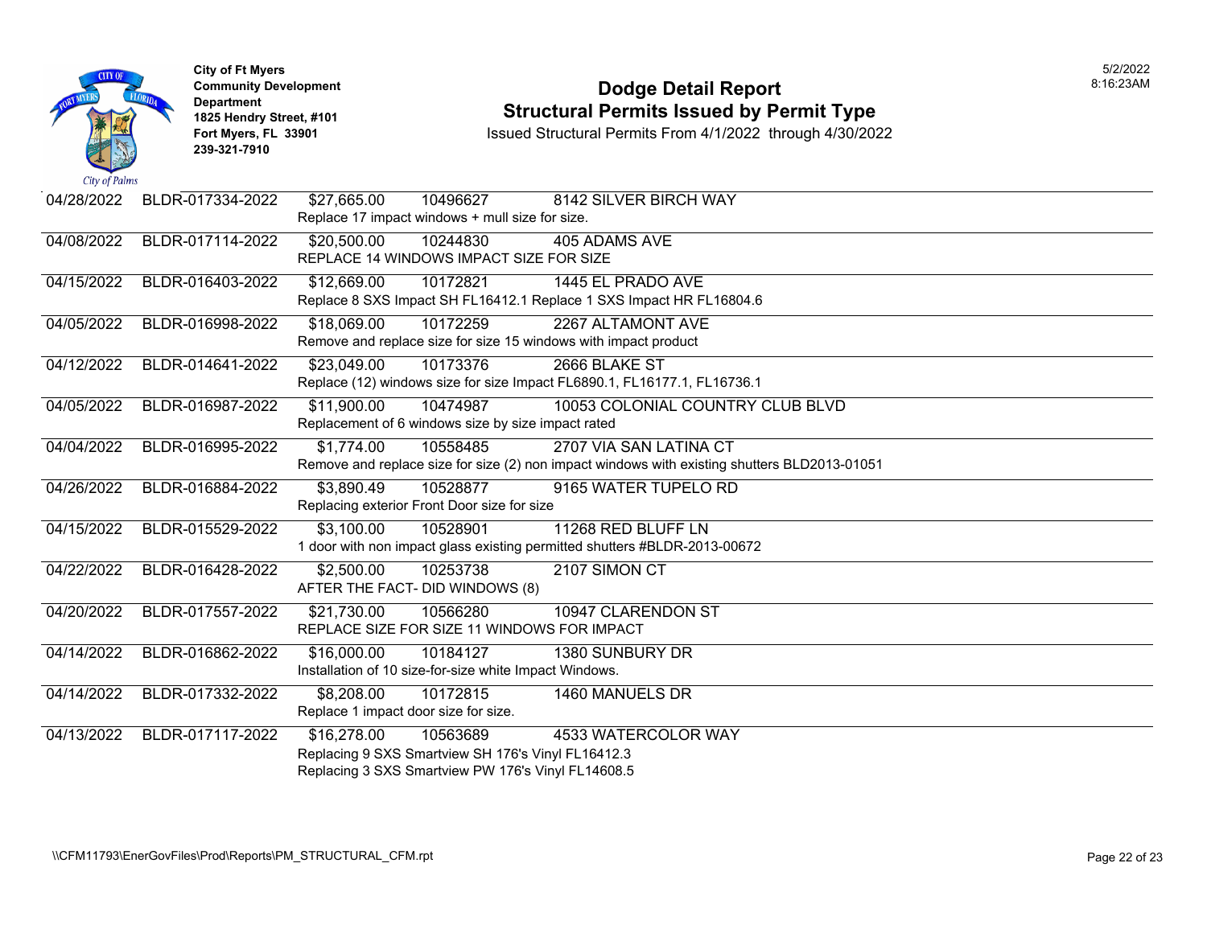City of Ft Myers
Community Development Department
1825 Hendry Street, #101
Fort Myers, FL 33901
239-321-7910

# Dodge Detail Report
## Structural Permits Issued by Permit Type

Issued Structural Permits From 4/1/2022 through 4/30/2022

5/2/2022
8:16:23AM

| Date | Permit # | Value | Parcel | Address |
|---|---|---|---|---|
| 04/28/2022 | BLDR-017334-2022 | $27,665.00 | 10496627 | 8142 SILVER BIRCH WAY |
| | | Replace 17 impact windows + mull size for size. | | |
| 04/08/2022 | BLDR-017114-2022 | $20,500.00 | 10244830 | 405 ADAMS AVE |
| | | REPLACE 14 WINDOWS IMPACT SIZE FOR SIZE | | |
| 04/15/2022 | BLDR-016403-2022 | $12,669.00 | 10172821 | 1445 EL PRADO AVE |
| | | Replace 8 SXS Impact SH FL16412.1 Replace 1 SXS Impact HR FL16804.6 | | |
| 04/05/2022 | BLDR-016998-2022 | $18,069.00 | 10172259 | 2267 ALTAMONT AVE |
| | | Remove and replace size for size 15 windows with impact product | | |
| 04/12/2022 | BLDR-014641-2022 | $23,049.00 | 10173376 | 2666 BLAKE ST |
| | | Replace (12) windows size for size Impact FL6890.1, FL16177.1, FL16736.1 | | |
| 04/05/2022 | BLDR-016987-2022 | $11,900.00 | 10474987 | 10053 COLONIAL COUNTRY CLUB BLVD |
| | | Replacement of 6 windows size by size impact rated | | |
| 04/04/2022 | BLDR-016995-2022 | $1,774.00 | 10558485 | 2707 VIA SAN LATINA CT |
| | | Remove and replace size for size (2) non impact windows with existing shutters BLD2013-01051 | | |
| 04/26/2022 | BLDR-016884-2022 | $3,890.49 | 10528877 | 9165 WATER TUPELO RD |
| | | Replacing exterior Front Door size for size | | |
| 04/15/2022 | BLDR-015529-2022 | $3,100.00 | 10528901 | 11268 RED BLUFF LN |
| | | 1 door with non impact glass existing permitted shutters #BLDR-2013-00672 | | |
| 04/22/2022 | BLDR-016428-2022 | $2,500.00 | 10253738 | 2107 SIMON CT |
| | | AFTER THE FACT- DID WINDOWS (8) | | |
| 04/20/2022 | BLDR-017557-2022 | $21,730.00 | 10566280 | 10947 CLARENDON ST |
| | | REPLACE SIZE FOR SIZE 11 WINDOWS FOR IMPACT | | |
| 04/14/2022 | BLDR-016862-2022 | $16,000.00 | 10184127 | 1380 SUNBURY DR |
| | | Installation of 10 size-for-size white Impact Windows. | | |
| 04/14/2022 | BLDR-017332-2022 | $8,208.00 | 10172815 | 1460 MANUELS DR |
| | | Replace 1 impact door size for size. | | |
| 04/13/2022 | BLDR-017117-2022 | $16,278.00 | 10563689 | 4533 WATERCOLOR WAY |
| | | Replacing 9 SXS Smartview SH 176's Vinyl FL16412.3 Replacing 3 SXS Smartview PW 176's Vinyl FL14608.5 | | |

\\CFM11793\EnerGovFiles\Prod\Reports\PM_STRUCTURAL_CFM.rpt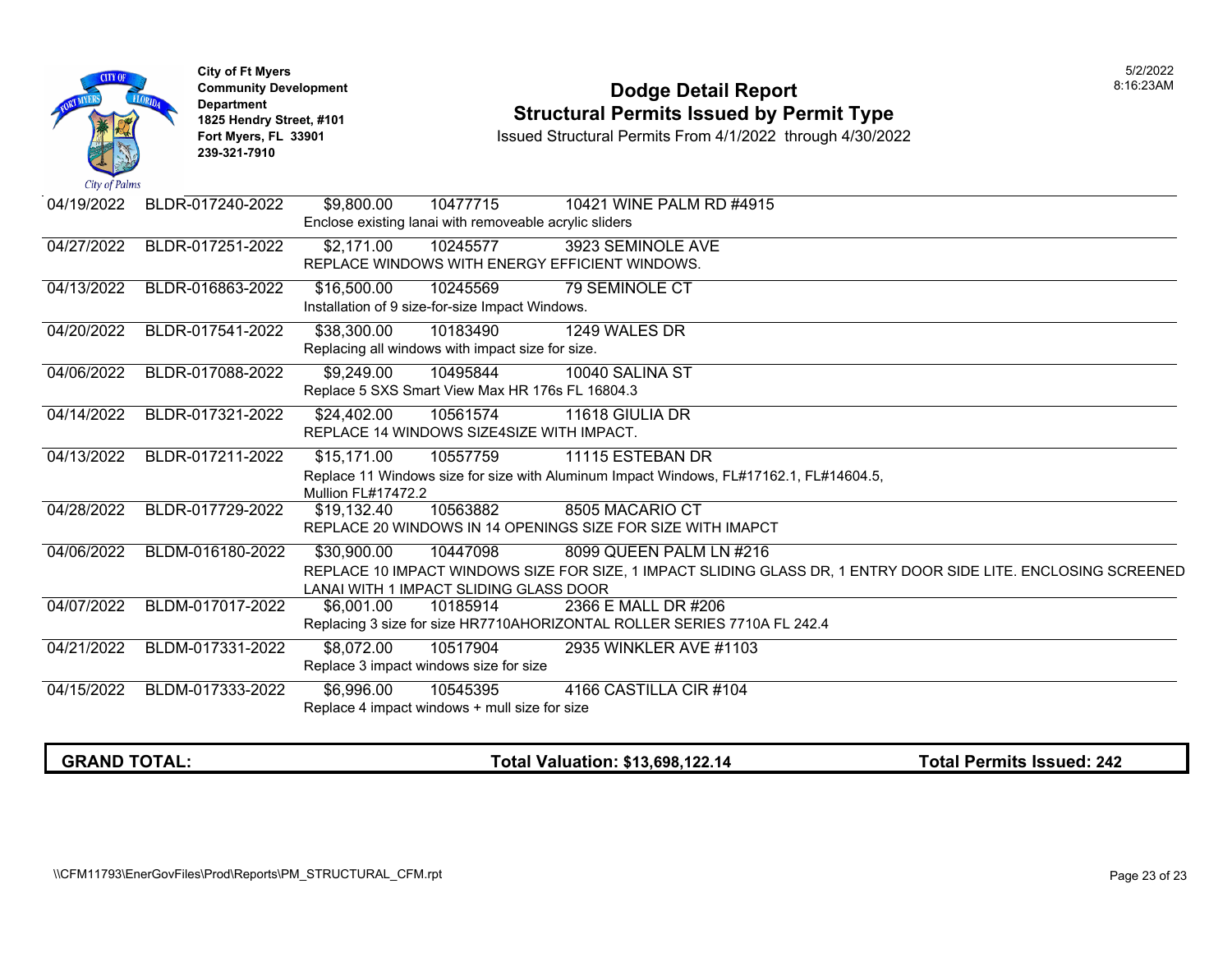City of Ft Myers
Community Development Department
1825 Hendry Street, #101
Fort Myers, FL 33901
239-321-7910

# Dodge Detail Report
## Structural Permits Issued by Permit Type

Issued Structural Permits From 4/1/2022 through 4/30/2022

5/2/2022
8:16:23AM

| | | | | |
|---|---|---|---|---|
| 04/19/2022 | BLDR-017240-2022 | $9,800.00 | 10477715 | 10421 WINE PALM RD #4915 |
| | | Enclose existing lanai with removeable acrylic sliders | | |
| 04/27/2022 | BLDR-017251-2022 | $2,171.00 | 10245577 | 3923 SEMINOLE AVE |
| | | REPLACE WINDOWS WITH ENERGY EFFICIENT WINDOWS. | | |
| 04/13/2022 | BLDR-016863-2022 | $16,500.00 | 10245569 | 79 SEMINOLE CT |
| | | Installation of 9 size-for-size Impact Windows. | | |
| 04/20/2022 | BLDR-017541-2022 | $38,300.00 | 10183490 | 1249 WALES DR |
| | | Replacing all windows with impact size for size. | | |
| 04/06/2022 | BLDR-017088-2022 | $9,249.00 | 10495844 | 10040 SALINA ST |
| | | Replace 5 SXS Smart View Max HR 176s FL 16804.3 | | |
| 04/14/2022 | BLDR-017321-2022 | $24,402.00 | 10561574 | 11618 GIULIA DR |
| | | REPLACE 14 WINDOWS SIZE4SIZE WITH IMPACT. | | |
| 04/13/2022 | BLDR-017211-2022 | $15,171.00 | 10557759 | 11115 ESTEBAN DR |
| | | Replace 11 Windows size for size with Aluminum Impact Windows, FL#17162.1, FL#14604.5, Mullion FL#17472.2 | | |
| 04/28/2022 | BLDR-017729-2022 | $19,132.40 | 10563882 | 8505 MACARIO CT |
| | | REPLACE 20 WINDOWS IN 14 OPENINGS SIZE FOR SIZE WITH IMAPCT | | |
| 04/06/2022 | BLDM-016180-2022 | $30,900.00 | 10447098 | 8099 QUEEN PALM LN #216 |
| | | REPLACE 10 IMPACT WINDOWS SIZE FOR SIZE, 1 IMPACT SLIDING GLASS DR, 1 ENTRY DOOR SIDE LITE. ENCLOSING SCREENED LANAI WITH 1 IMPACT SLIDING GLASS DOOR | | |
| 04/07/2022 | BLDM-017017-2022 | $6,001.00 | 10185914 | 2366 E MALL DR #206 |
| | | Replacing 3 size for size HR7710AHORIZONTAL ROLLER SERIES 7710A FL 242.4 | | |
| 04/21/2022 | BLDM-017331-2022 | $8,072.00 | 10517904 | 2935 WINKLER AVE #1103 |
| | | Replace 3 impact windows size for size | | |
| 04/15/2022 | BLDM-017333-2022 | $6,996.00 | 10545395 | 4166 CASTILLA CIR #104 |
| | | Replace 4 impact windows + mull size for size | | |

**GRAND TOTAL:** **Total Valuation: $13,698,122.14** **Total Permits Issued: 242**

\\CFM11793\EnerGovFiles\Prod\Reports\PM_STRUCTURAL_CFM.rpt